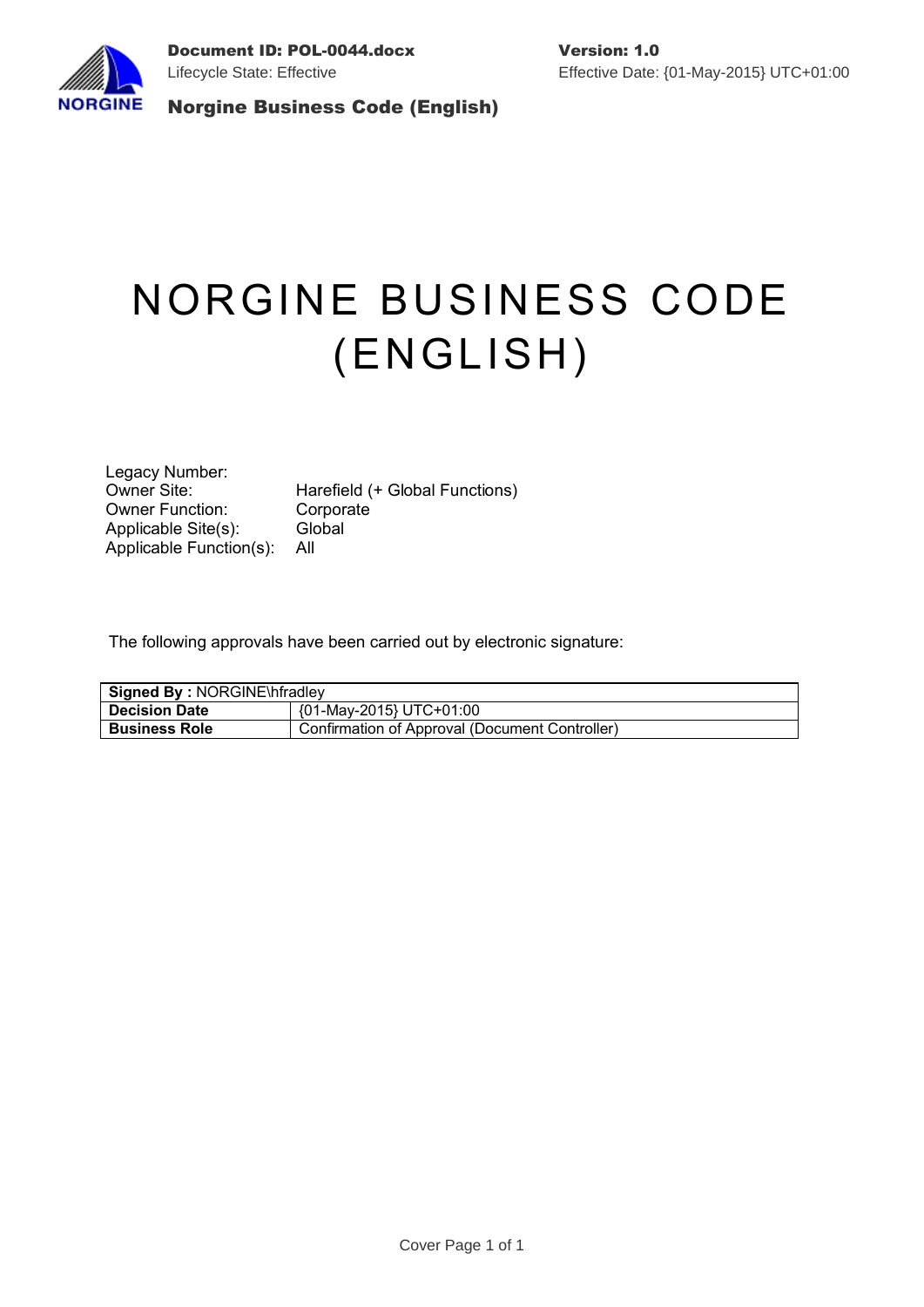# NORGINE BUSINESS CODE (ENGLISH)

Legacy Number:
Owner Site: Harefield (+ Global Functions)
Owner Function: Corporate
Applicable Site(s): Global
Applicable Function(s): All

The following approvals have been carried out by electronic signature:

| **Signed By :** NORGINE\hfradley | |
|---|---|
| **Decision Date** | {01-May-2015} UTC+01:00 |
| **Business Role** | Confirmation of Approval (Document Controller) |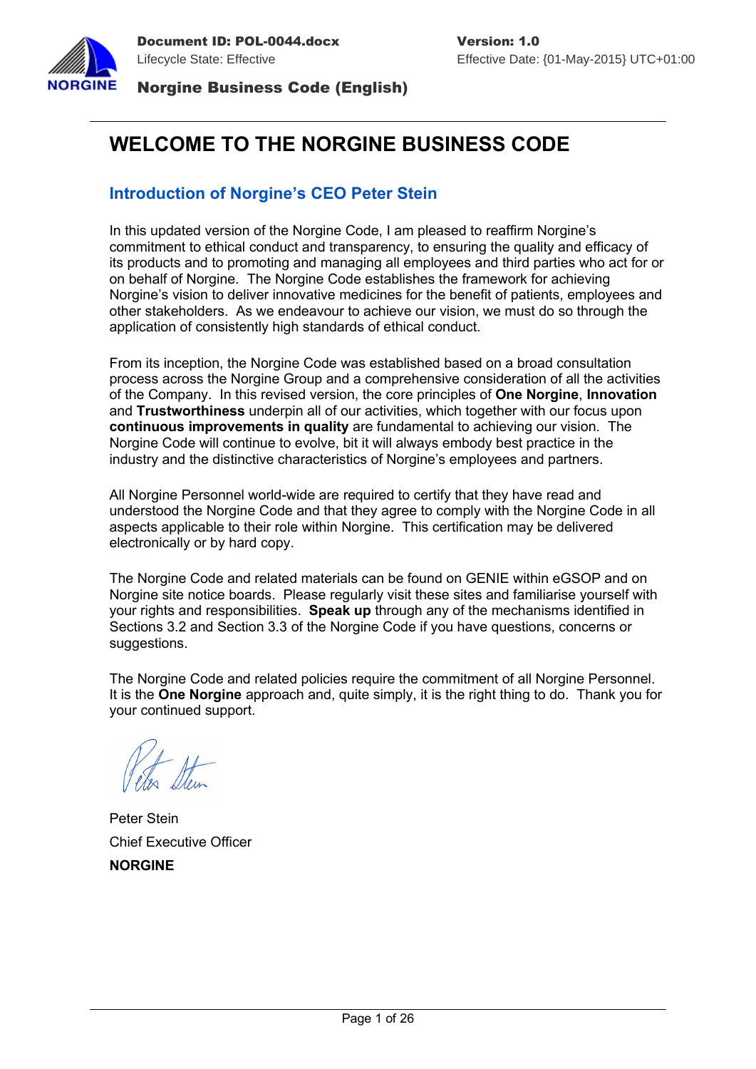# WELCOME TO THE NORGINE BUSINESS CODE

## Introduction of Norgine's CEO Peter Stein

In this updated version of the Norgine Code, I am pleased to reaffirm Norgine's commitment to ethical conduct and transparency, to ensuring the quality and efficacy of its products and to promoting and managing all employees and third parties who act for or on behalf of Norgine. The Norgine Code establishes the framework for achieving Norgine's vision to deliver innovative medicines for the benefit of patients, employees and other stakeholders. As we endeavour to achieve our vision, we must do so through the application of consistently high standards of ethical conduct.

From its inception, the Norgine Code was established based on a broad consultation process across the Norgine Group and a comprehensive consideration of all the activities of the Company. In this revised version, the core principles of **One Norgine**, **Innovation** and **Trustworthiness** underpin all of our activities, which together with our focus upon **continuous improvements in quality** are fundamental to achieving our vision. The Norgine Code will continue to evolve, bit it will always embody best practice in the industry and the distinctive characteristics of Norgine's employees and partners.

All Norgine Personnel world-wide are required to certify that they have read and understood the Norgine Code and that they agree to comply with the Norgine Code in all aspects applicable to their role within Norgine. This certification may be delivered electronically or by hard copy.

The Norgine Code and related materials can be found on GENIE within eGSOP and on Norgine site notice boards. Please regularly visit these sites and familiarise yourself with your rights and responsibilities. **Speak up** through any of the mechanisms identified in Sections 3.2 and Section 3.3 of the Norgine Code if you have questions, concerns or suggestions.

The Norgine Code and related policies require the commitment of all Norgine Personnel. It is the **One Norgine** approach and, quite simply, it is the right thing to do. Thank you for your continued support.

Peter Stein
Chief Executive Officer
**NORGINE**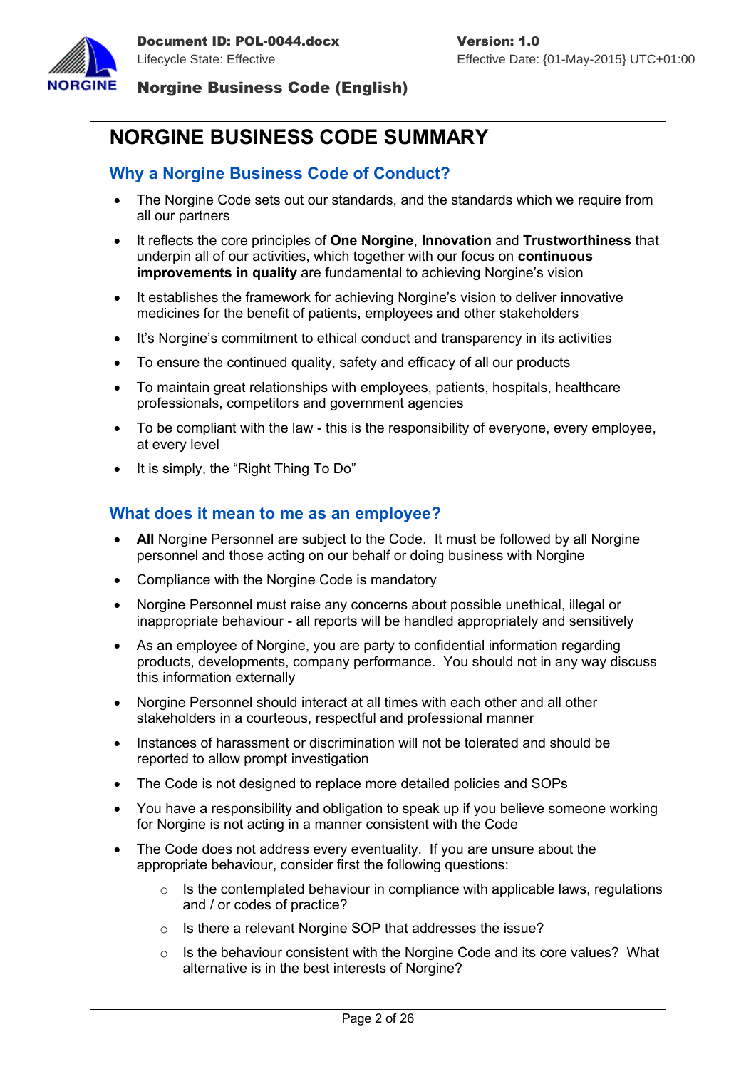# NORGINE BUSINESS CODE SUMMARY

## Why a Norgine Business Code of Conduct?

- The Norgine Code sets out our standards, and the standards which we require from all our partners
- It reflects the core principles of **One Norgine**, **Innovation** and **Trustworthiness** that underpin all of our activities, which together with our focus on **continuous improvements in quality** are fundamental to achieving Norgine's vision
- It establishes the framework for achieving Norgine's vision to deliver innovative medicines for the benefit of patients, employees and other stakeholders
- It's Norgine's commitment to ethical conduct and transparency in its activities
- To ensure the continued quality, safety and efficacy of all our products
- To maintain great relationships with employees, patients, hospitals, healthcare professionals, competitors and government agencies
- To be compliant with the law - this is the responsibility of everyone, every employee, at every level
- It is simply, the "Right Thing To Do"

## What does it mean to me as an employee?

- **All** Norgine Personnel are subject to the Code. It must be followed by all Norgine personnel and those acting on our behalf or doing business with Norgine
- Compliance with the Norgine Code is mandatory
- Norgine Personnel must raise any concerns about possible unethical, illegal or inappropriate behaviour - all reports will be handled appropriately and sensitively
- As an employee of Norgine, you are party to confidential information regarding products, developments, company performance. You should not in any way discuss this information externally
- Norgine Personnel should interact at all times with each other and all other stakeholders in a courteous, respectful and professional manner
- Instances of harassment or discrimination will not be tolerated and should be reported to allow prompt investigation
- The Code is not designed to replace more detailed policies and SOPs
- You have a responsibility and obligation to speak up if you believe someone working for Norgine is not acting in a manner consistent with the Code
- The Code does not address every eventuality. If you are unsure about the appropriate behaviour, consider first the following questions:
    - Is the contemplated behaviour in compliance with applicable laws, regulations and / or codes of practice?
    - Is there a relevant Norgine SOP that addresses the issue?
    - Is the behaviour consistent with the Norgine Code and its core values? What alternative is in the best interests of Norgine?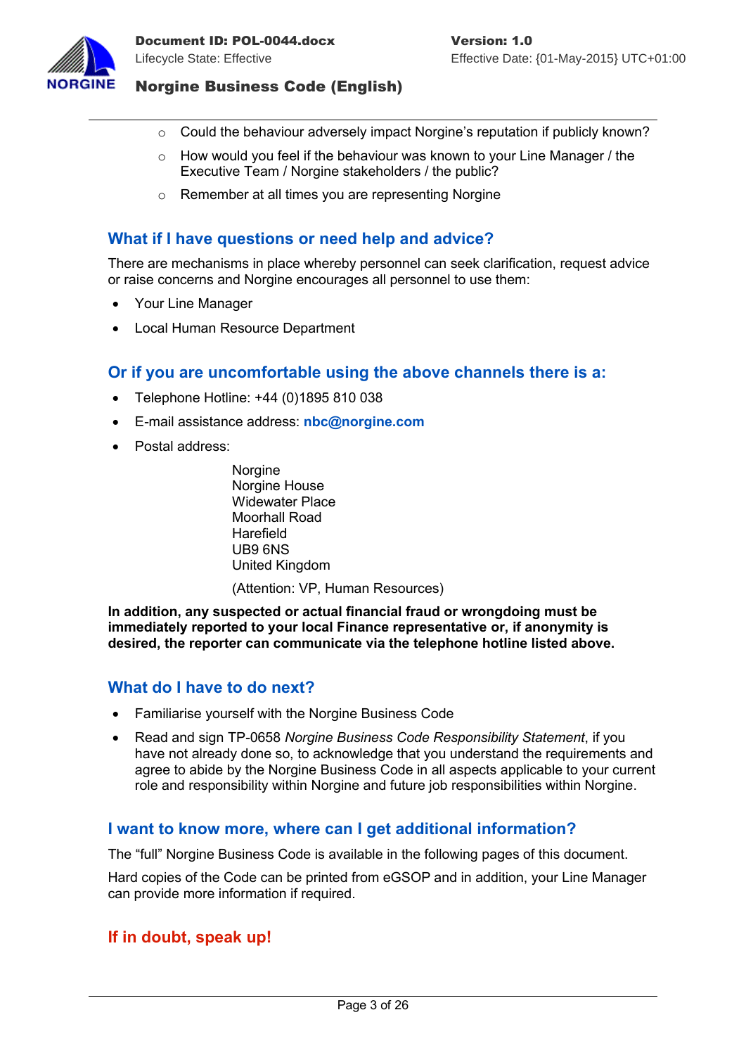- Could the behaviour adversely impact Norgine's reputation if publicly known?
  - How would you feel if the behaviour was known to your Line Manager / the Executive Team / Norgine stakeholders / the public?
  - Remember at all times you are representing Norgine

## What if I have questions or need help and advice?

There are mechanisms in place whereby personnel can seek clarification, request advice or raise concerns and Norgine encourages all personnel to use them:

- Your Line Manager
- Local Human Resource Department

## Or if you are uncomfortable using the above channels there is a:

- Telephone Hotline: +44 (0)1895 810 038
- E-mail assistance address: **nbc@norgine.com**
- Postal address:

  Norgine
  Norgine House
  Widewater Place
  Moorhall Road
  Harefield
  UB9 6NS
  United Kingdom

  (Attention: VP, Human Resources)

**In addition, any suspected or actual financial fraud or wrongdoing must be immediately reported to your local Finance representative or, if anonymity is desired, the reporter can communicate via the telephone hotline listed above.**

## What do I have to do next?

- Familiarise yourself with the Norgine Business Code
- Read and sign TP-0658 *Norgine Business Code Responsibility Statement*, if you have not already done so, to acknowledge that you understand the requirements and agree to abide by the Norgine Business Code in all aspects applicable to your current role and responsibility within Norgine and future job responsibilities within Norgine.

## I want to know more, where can I get additional information?

The "full" Norgine Business Code is available in the following pages of this document.

Hard copies of the Code can be printed from eGSOP and in addition, your Line Manager can provide more information if required.

## If in doubt, speak up!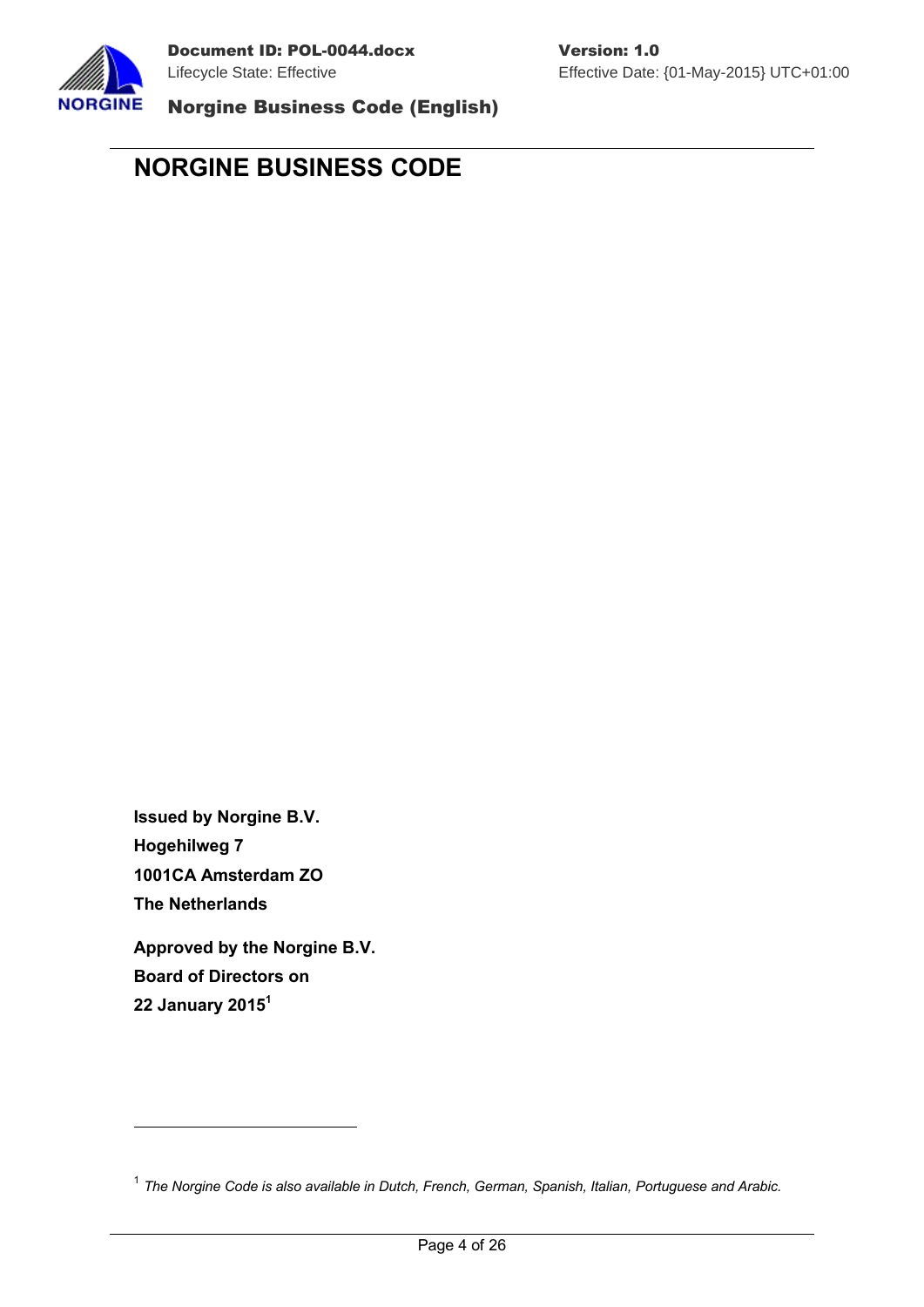# NORGINE BUSINESS CODE

**Issued by Norgine B.V.**
**Hogehilweg 7**
**1001CA Amsterdam ZO**
**The Netherlands**

**Approved by the Norgine B.V.**
**Board of Directors on**
**22 January 2015[1]**

---

[1] *The Norgine Code is also available in Dutch, French, German, Spanish, Italian, Portuguese and Arabic.*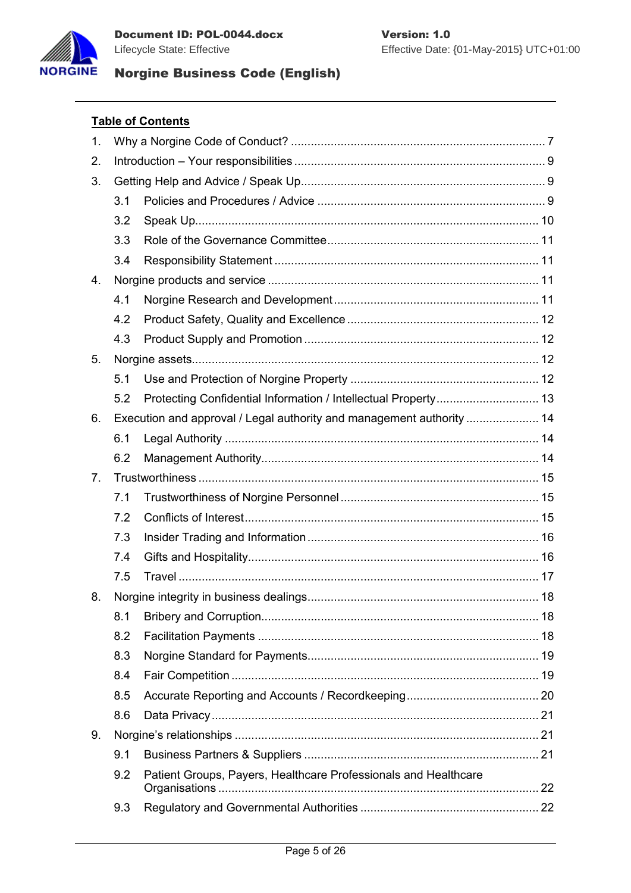## Table of Contents

1. Why a Norgine Code of Conduct? ..... 7
2. Introduction – Your responsibilities ..... 9
3. Getting Help and Advice / Speak Up ..... 9
   - 3.1 Policies and Procedures / Advice ..... 9
   - 3.2 Speak Up ..... 10
   - 3.3 Role of the Governance Committee ..... 11
   - 3.4 Responsibility Statement ..... 11
4. Norgine products and service ..... 11
   - 4.1 Norgine Research and Development ..... 11
   - 4.2 Product Safety, Quality and Excellence ..... 12
   - 4.3 Product Supply and Promotion ..... 12
5. Norgine assets ..... 12
   - 5.1 Use and Protection of Norgine Property ..... 12
   - 5.2 Protecting Confidential Information / Intellectual Property ..... 13
6. Execution and approval / Legal authority and management authority ..... 14
   - 6.1 Legal Authority ..... 14
   - 6.2 Management Authority ..... 14
7. Trustworthiness ..... 15
   - 7.1 Trustworthiness of Norgine Personnel ..... 15
   - 7.2 Conflicts of Interest ..... 15
   - 7.3 Insider Trading and Information ..... 16
   - 7.4 Gifts and Hospitality ..... 16
   - 7.5 Travel ..... 17
8. Norgine integrity in business dealings ..... 18
   - 8.1 Bribery and Corruption ..... 18
   - 8.2 Facilitation Payments ..... 18
   - 8.3 Norgine Standard for Payments ..... 19
   - 8.4 Fair Competition ..... 19
   - 8.5 Accurate Reporting and Accounts / Recordkeeping ..... 20
   - 8.6 Data Privacy ..... 21
9. Norgine's relationships ..... 21
   - 9.1 Business Partners & Suppliers ..... 21
   - 9.2 Patient Groups, Payers, Healthcare Professionals and Healthcare Organisations ..... 22
   - 9.3 Regulatory and Governmental Authorities ..... 22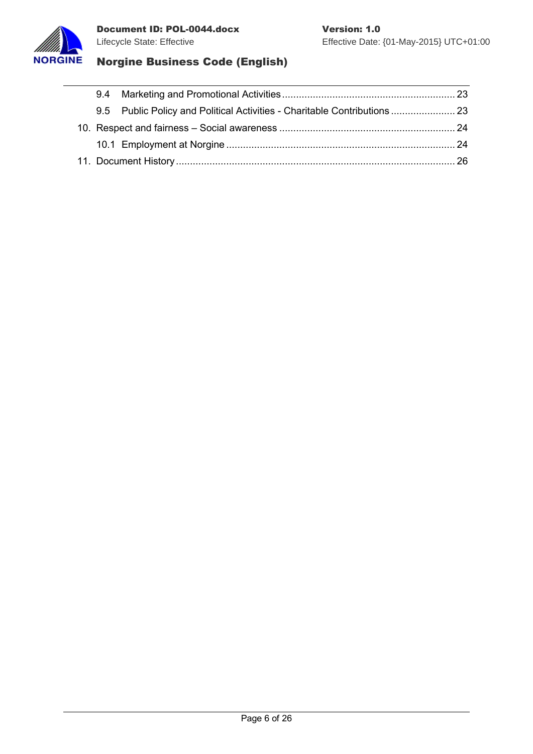- 9.4 Marketing and Promotional Activities ..... 23
- 9.5 Public Policy and Political Activities - Charitable Contributions ..... 23

10. Respect and fairness – Social awareness ..... 24
    - 10.1 Employment at Norgine ..... 24

11. Document History ..... 26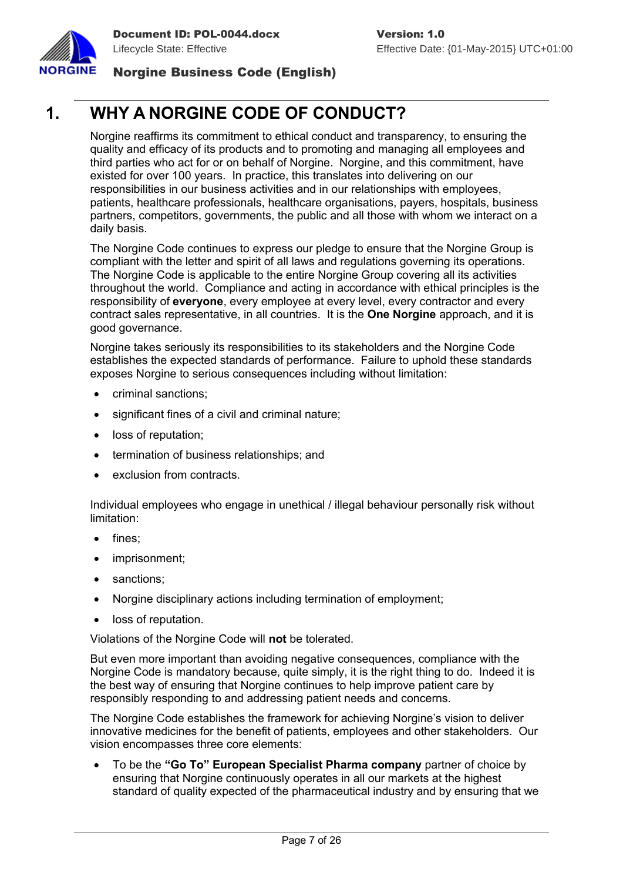# 1. WHY A NORGINE CODE OF CONDUCT?

Norgine reaffirms its commitment to ethical conduct and transparency, to ensuring the quality and efficacy of its products and to promoting and managing all employees and third parties who act for or on behalf of Norgine. Norgine, and this commitment, have existed for over 100 years. In practice, this translates into delivering on our responsibilities in our business activities and in our relationships with employees, patients, healthcare professionals, healthcare organisations, payers, hospitals, business partners, competitors, governments, the public and all those with whom we interact on a daily basis.

The Norgine Code continues to express our pledge to ensure that the Norgine Group is compliant with the letter and spirit of all laws and regulations governing its operations. The Norgine Code is applicable to the entire Norgine Group covering all its activities throughout the world. Compliance and acting in accordance with ethical principles is the responsibility of **everyone**, every employee at every level, every contractor and every contract sales representative, in all countries. It is the **One Norgine** approach, and it is good governance.

Norgine takes seriously its responsibilities to its stakeholders and the Norgine Code establishes the expected standards of performance. Failure to uphold these standards exposes Norgine to serious consequences including without limitation:

- criminal sanctions;
- significant fines of a civil and criminal nature;
- loss of reputation;
- termination of business relationships; and
- exclusion from contracts.

Individual employees who engage in unethical / illegal behaviour personally risk without limitation:

- fines;
- imprisonment;
- sanctions;
- Norgine disciplinary actions including termination of employment;
- loss of reputation.

Violations of the Norgine Code will **not** be tolerated.

But even more important than avoiding negative consequences, compliance with the Norgine Code is mandatory because, quite simply, it is the right thing to do. Indeed it is the best way of ensuring that Norgine continues to help improve patient care by responsibly responding to and addressing patient needs and concerns.

The Norgine Code establishes the framework for achieving Norgine's vision to deliver innovative medicines for the benefit of patients, employees and other stakeholders. Our vision encompasses three core elements:

- To be the **"Go To" European Specialist Pharma company** partner of choice by ensuring that Norgine continuously operates in all our markets at the highest standard of quality expected of the pharmaceutical industry and by ensuring that we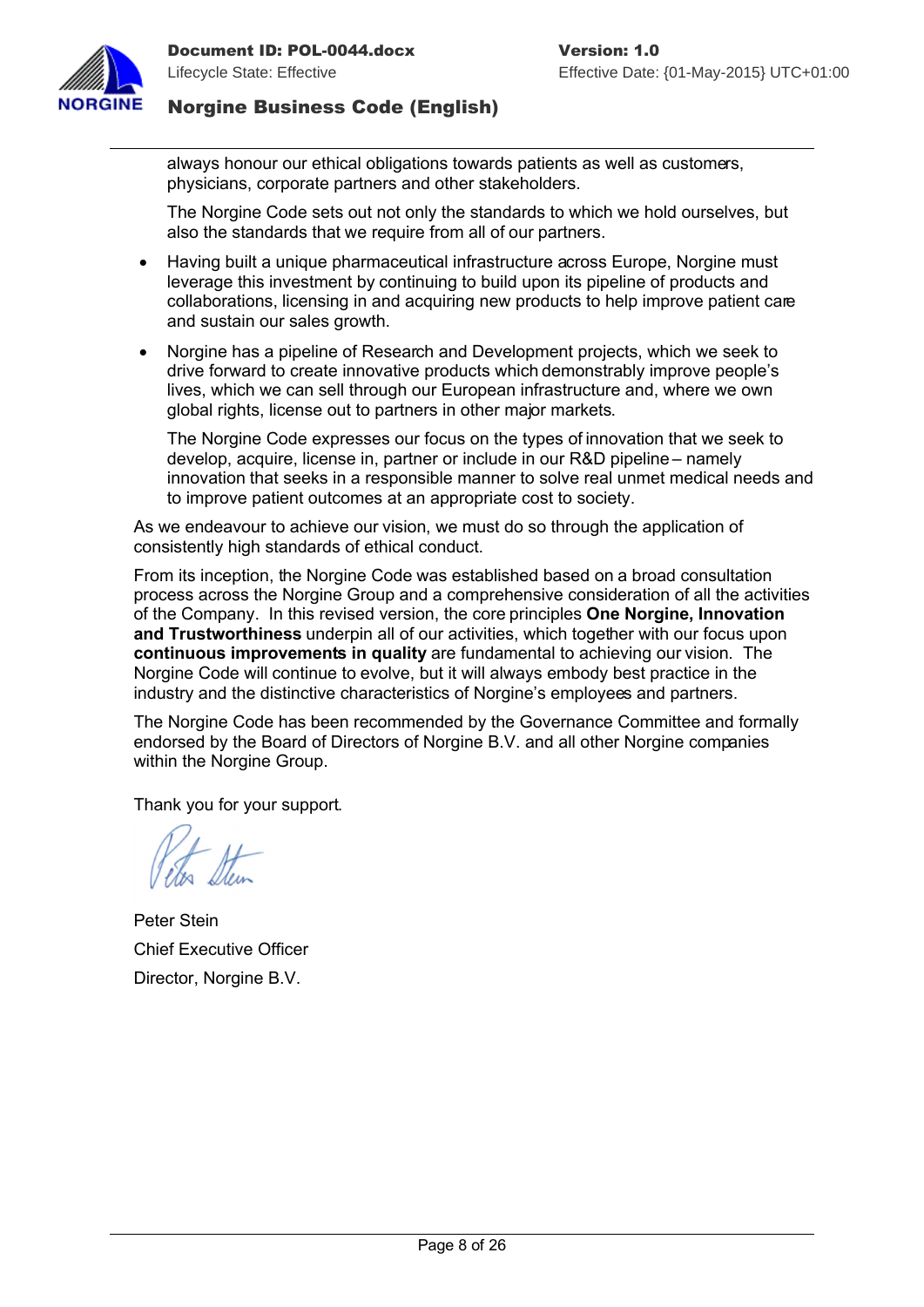always honour our ethical obligations towards patients as well as customers, physicians, corporate partners and other stakeholders.

The Norgine Code sets out not only the standards to which we hold ourselves, but also the standards that we require from all of our partners.

- Having built a unique pharmaceutical infrastructure across Europe, Norgine must leverage this investment by continuing to build upon its pipeline of products and collaborations, licensing in and acquiring new products to help improve patient care and sustain our sales growth.

- Norgine has a pipeline of Research and Development projects, which we seek to drive forward to create innovative products which demonstrably improve people's lives, which we can sell through our European infrastructure and, where we own global rights, license out to partners in other major markets.

  The Norgine Code expresses our focus on the types of innovation that we seek to develop, acquire, license in, partner or include in our R&D pipeline – namely innovation that seeks in a responsible manner to solve real unmet medical needs and to improve patient outcomes at an appropriate cost to society.

As we endeavour to achieve our vision, we must do so through the application of consistently high standards of ethical conduct.

From its inception, the Norgine Code was established based on a broad consultation process across the Norgine Group and a comprehensive consideration of all the activities of the Company. In this revised version, the core principles **One Norgine, Innovation and Trustworthiness** underpin all of our activities, which together with our focus upon **continuous improvements in quality** are fundamental to achieving our vision. The Norgine Code will continue to evolve, but it will always embody best practice in the industry and the distinctive characteristics of Norgine's employees and partners.

The Norgine Code has been recommended by the Governance Committee and formally endorsed by the Board of Directors of Norgine B.V. and all other Norgine companies within the Norgine Group.

Thank you for your support.

Peter Stein
Chief Executive Officer
Director, Norgine B.V.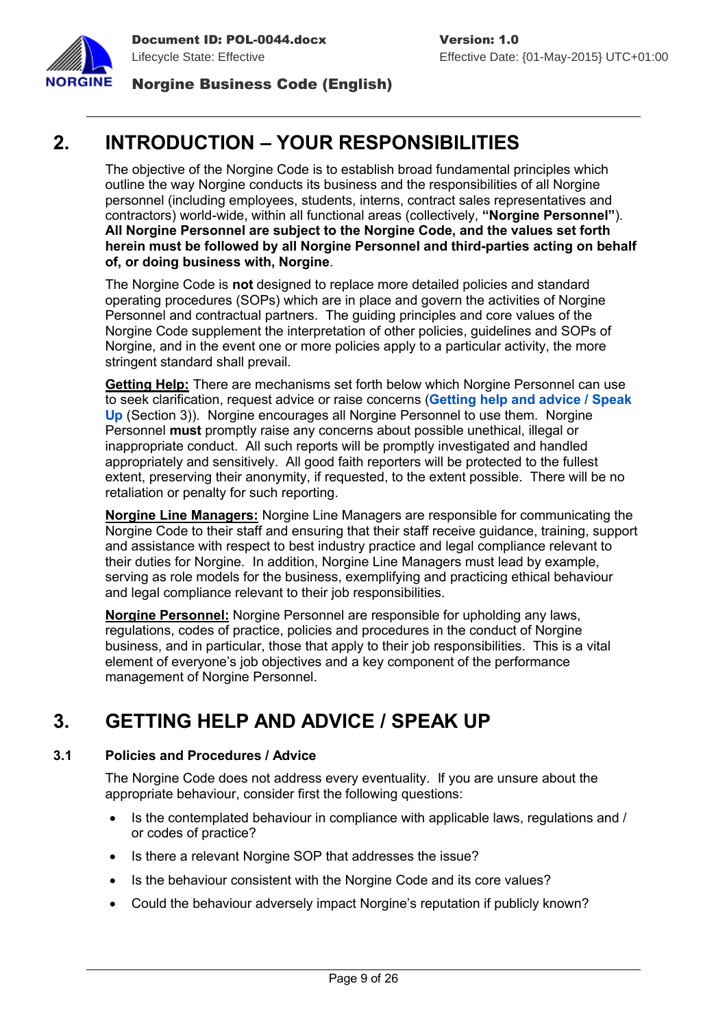# 2. INTRODUCTION – YOUR RESPONSIBILITIES

The objective of the Norgine Code is to establish broad fundamental principles which outline the way Norgine conducts its business and the responsibilities of all Norgine personnel (including employees, students, interns, contract sales representatives and contractors) world-wide, within all functional areas (collectively, **"Norgine Personnel"**). **All Norgine Personnel are subject to the Norgine Code, and the values set forth herein must be followed by all Norgine Personnel and third-parties acting on behalf of, or doing business with, Norgine**.

The Norgine Code is **not** designed to replace more detailed policies and standard operating procedures (SOPs) which are in place and govern the activities of Norgine Personnel and contractual partners. The guiding principles and core values of the Norgine Code supplement the interpretation of other policies, guidelines and SOPs of Norgine, and in the event one or more policies apply to a particular activity, the more stringent standard shall prevail.

**Getting Help:** There are mechanisms set forth below which Norgine Personnel can use to seek clarification, request advice or raise concerns (**Getting help and advice / Speak Up** (Section 3)). Norgine encourages all Norgine Personnel to use them. Norgine Personnel **must** promptly raise any concerns about possible unethical, illegal or inappropriate conduct. All such reports will be promptly investigated and handled appropriately and sensitively. All good faith reporters will be protected to the fullest extent, preserving their anonymity, if requested, to the extent possible. There will be no retaliation or penalty for such reporting.

**Norgine Line Managers:** Norgine Line Managers are responsible for communicating the Norgine Code to their staff and ensuring that their staff receive guidance, training, support and assistance with respect to best industry practice and legal compliance relevant to their duties for Norgine. In addition, Norgine Line Managers must lead by example, serving as role models for the business, exemplifying and practicing ethical behaviour and legal compliance relevant to their job responsibilities.

**Norgine Personnel:** Norgine Personnel are responsible for upholding any laws, regulations, codes of practice, policies and procedures in the conduct of Norgine business, and in particular, those that apply to their job responsibilities. This is a vital element of everyone's job objectives and a key component of the performance management of Norgine Personnel.

# 3. GETTING HELP AND ADVICE / SPEAK UP

## 3.1 Policies and Procedures / Advice

The Norgine Code does not address every eventuality. If you are unsure about the appropriate behaviour, consider first the following questions:

- Is the contemplated behaviour in compliance with applicable laws, regulations and / or codes of practice?
- Is there a relevant Norgine SOP that addresses the issue?
- Is the behaviour consistent with the Norgine Code and its core values?
- Could the behaviour adversely impact Norgine's reputation if publicly known?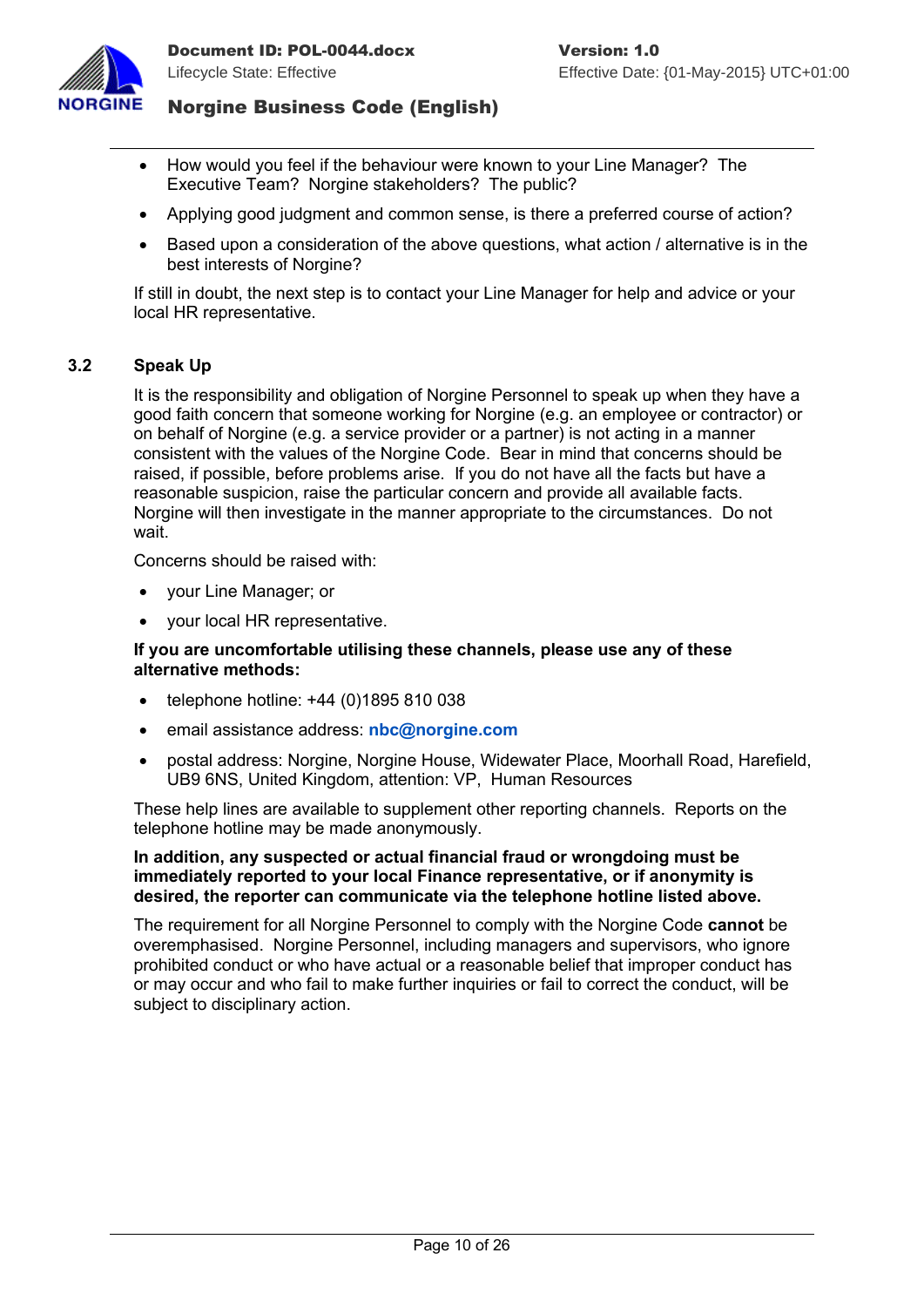- How would you feel if the behaviour were known to your Line Manager? The Executive Team? Norgine stakeholders? The public?
- Applying good judgment and common sense, is there a preferred course of action?
- Based upon a consideration of the above questions, what action / alternative is in the best interests of Norgine?

If still in doubt, the next step is to contact your Line Manager for help and advice or your local HR representative.

### 3.2 Speak Up

It is the responsibility and obligation of Norgine Personnel to speak up when they have a good faith concern that someone working for Norgine (e.g. an employee or contractor) or on behalf of Norgine (e.g. a service provider or a partner) is not acting in a manner consistent with the values of the Norgine Code. Bear in mind that concerns should be raised, if possible, before problems arise. If you do not have all the facts but have a reasonable suspicion, raise the particular concern and provide all available facts. Norgine will then investigate in the manner appropriate to the circumstances. Do not wait.

Concerns should be raised with:

- your Line Manager; or
- your local HR representative.

**If you are uncomfortable utilising these channels, please use any of these alternative methods:**

- telephone hotline: +44 (0)1895 810 038
- email assistance address: **nbc@norgine.com**
- postal address: Norgine, Norgine House, Widewater Place, Moorhall Road, Harefield, UB9 6NS, United Kingdom, attention: VP, Human Resources

These help lines are available to supplement other reporting channels. Reports on the telephone hotline may be made anonymously.

**In addition, any suspected or actual financial fraud or wrongdoing must be immediately reported to your local Finance representative, or if anonymity is desired, the reporter can communicate via the telephone hotline listed above.**

The requirement for all Norgine Personnel to comply with the Norgine Code **cannot** be overemphasised. Norgine Personnel, including managers and supervisors, who ignore prohibited conduct or who have actual or a reasonable belief that improper conduct has or may occur and who fail to make further inquiries or fail to correct the conduct, will be subject to disciplinary action.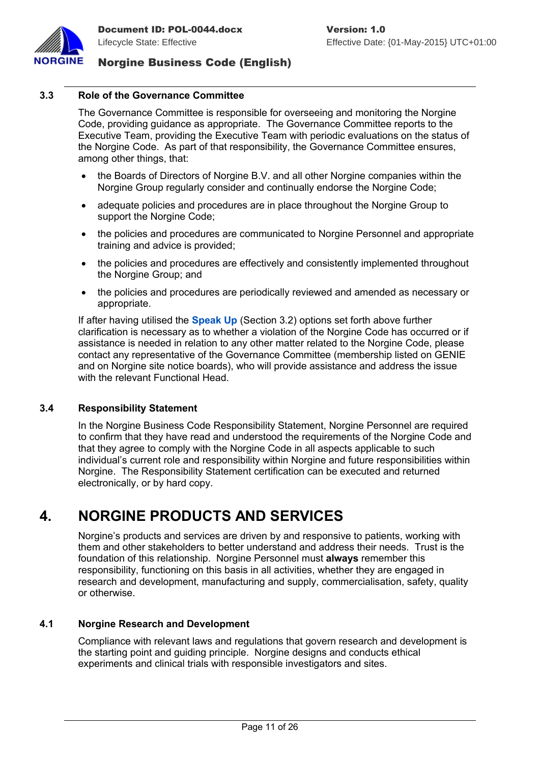### 3.3 Role of the Governance Committee

The Governance Committee is responsible for overseeing and monitoring the Norgine Code, providing guidance as appropriate. The Governance Committee reports to the Executive Team, providing the Executive Team with periodic evaluations on the status of the Norgine Code. As part of that responsibility, the Governance Committee ensures, among other things, that:

- the Boards of Directors of Norgine B.V. and all other Norgine companies within the Norgine Group regularly consider and continually endorse the Norgine Code;
- adequate policies and procedures are in place throughout the Norgine Group to support the Norgine Code;
- the policies and procedures are communicated to Norgine Personnel and appropriate training and advice is provided;
- the policies and procedures are effectively and consistently implemented throughout the Norgine Group; and
- the policies and procedures are periodically reviewed and amended as necessary or appropriate.

If after having utilised the **Speak Up** (Section 3.2) options set forth above further clarification is necessary as to whether a violation of the Norgine Code has occurred or if assistance is needed in relation to any other matter related to the Norgine Code, please contact any representative of the Governance Committee (membership listed on GENIE and on Norgine site notice boards), who will provide assistance and address the issue with the relevant Functional Head.

### 3.4 Responsibility Statement

In the Norgine Business Code Responsibility Statement, Norgine Personnel are required to confirm that they have read and understood the requirements of the Norgine Code and that they agree to comply with the Norgine Code in all aspects applicable to such individual's current role and responsibility within Norgine and future responsibilities within Norgine. The Responsibility Statement certification can be executed and returned electronically, or by hard copy.

## 4. NORGINE PRODUCTS AND SERVICES

Norgine's products and services are driven by and responsive to patients, working with them and other stakeholders to better understand and address their needs. Trust is the foundation of this relationship. Norgine Personnel must **always** remember this responsibility, functioning on this basis in all activities, whether they are engaged in research and development, manufacturing and supply, commercialisation, safety, quality or otherwise.

### 4.1 Norgine Research and Development

Compliance with relevant laws and regulations that govern research and development is the starting point and guiding principle. Norgine designs and conducts ethical experiments and clinical trials with responsible investigators and sites.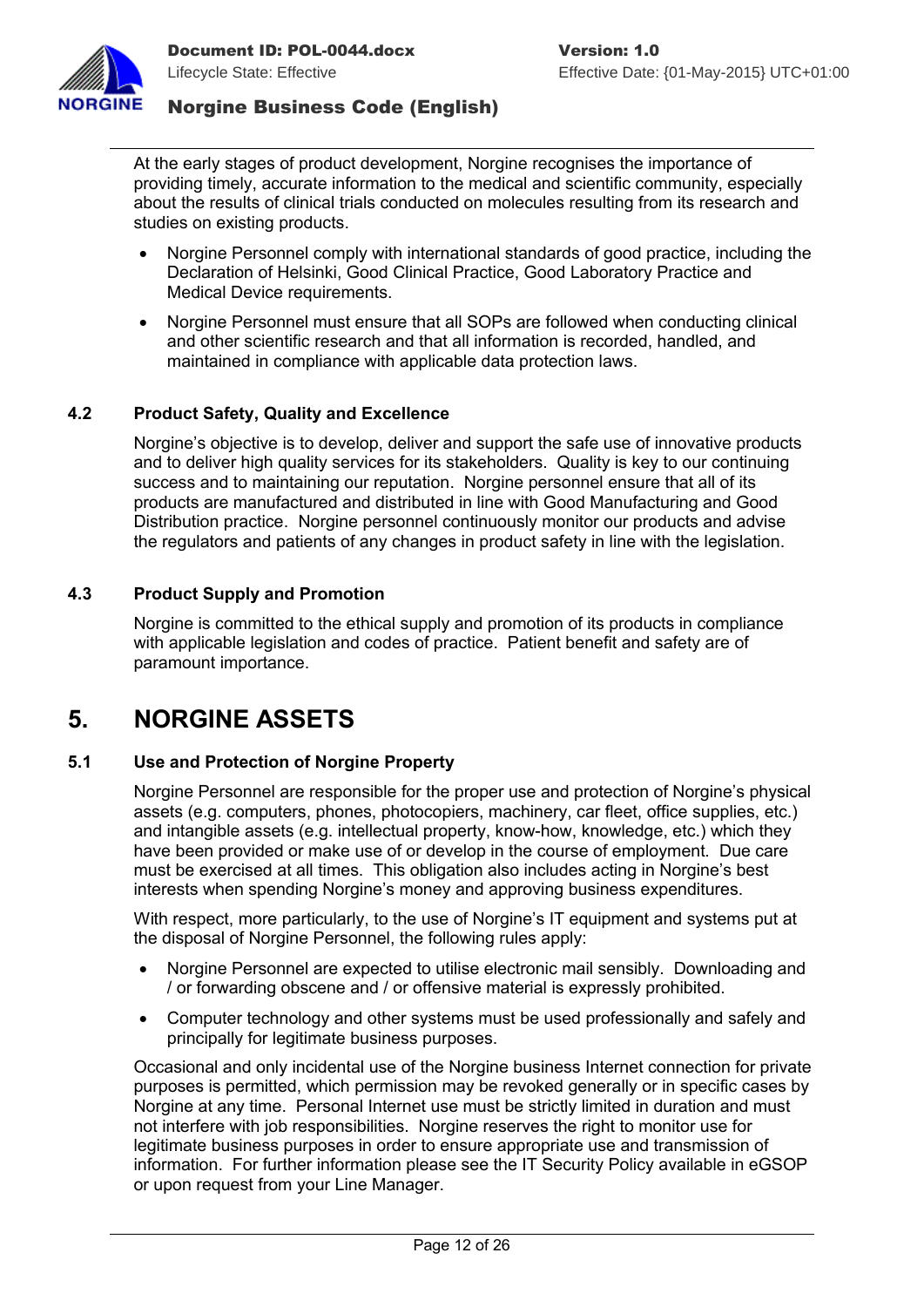At the early stages of product development, Norgine recognises the importance of providing timely, accurate information to the medical and scientific community, especially about the results of clinical trials conducted on molecules resulting from its research and studies on existing products.

- Norgine Personnel comply with international standards of good practice, including the Declaration of Helsinki, Good Clinical Practice, Good Laboratory Practice and Medical Device requirements.
- Norgine Personnel must ensure that all SOPs are followed when conducting clinical and other scientific research and that all information is recorded, handled, and maintained in compliance with applicable data protection laws.

### 4.2 Product Safety, Quality and Excellence

Norgine's objective is to develop, deliver and support the safe use of innovative products and to deliver high quality services for its stakeholders. Quality is key to our continuing success and to maintaining our reputation. Norgine personnel ensure that all of its products are manufactured and distributed in line with Good Manufacturing and Good Distribution practice. Norgine personnel continuously monitor our products and advise the regulators and patients of any changes in product safety in line with the legislation.

### 4.3 Product Supply and Promotion

Norgine is committed to the ethical supply and promotion of its products in compliance with applicable legislation and codes of practice. Patient benefit and safety are of paramount importance.

## 5. NORGINE ASSETS

### 5.1 Use and Protection of Norgine Property

Norgine Personnel are responsible for the proper use and protection of Norgine's physical assets (e.g. computers, phones, photocopiers, machinery, car fleet, office supplies, etc.) and intangible assets (e.g. intellectual property, know-how, knowledge, etc.) which they have been provided or make use of or develop in the course of employment. Due care must be exercised at all times. This obligation also includes acting in Norgine's best interests when spending Norgine's money and approving business expenditures.

With respect, more particularly, to the use of Norgine's IT equipment and systems put at the disposal of Norgine Personnel, the following rules apply:

- Norgine Personnel are expected to utilise electronic mail sensibly. Downloading and / or forwarding obscene and / or offensive material is expressly prohibited.
- Computer technology and other systems must be used professionally and safely and principally for legitimate business purposes.

Occasional and only incidental use of the Norgine business Internet connection for private purposes is permitted, which permission may be revoked generally or in specific cases by Norgine at any time. Personal Internet use must be strictly limited in duration and must not interfere with job responsibilities. Norgine reserves the right to monitor use for legitimate business purposes in order to ensure appropriate use and transmission of information. For further information please see the IT Security Policy available in eGSOP or upon request from your Line Manager.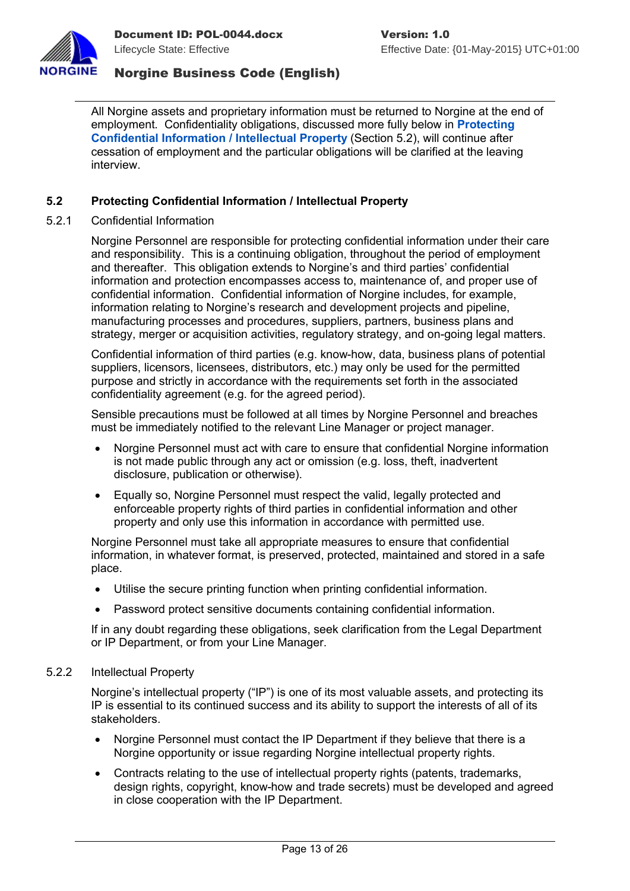All Norgine assets and proprietary information must be returned to Norgine at the end of employment. Confidentiality obligations, discussed more fully below in **Protecting Confidential Information / Intellectual Property** (Section 5.2), will continue after cessation of employment and the particular obligations will be clarified at the leaving interview.

## 5.2 Protecting Confidential Information / Intellectual Property

### 5.2.1 Confidential Information

Norgine Personnel are responsible for protecting confidential information under their care and responsibility. This is a continuing obligation, throughout the period of employment and thereafter. This obligation extends to Norgine's and third parties' confidential information and protection encompasses access to, maintenance of, and proper use of confidential information. Confidential information of Norgine includes, for example, information relating to Norgine's research and development projects and pipeline, manufacturing processes and procedures, suppliers, partners, business plans and strategy, merger or acquisition activities, regulatory strategy, and on-going legal matters.

Confidential information of third parties (e.g. know-how, data, business plans of potential suppliers, licensors, licensees, distributors, etc.) may only be used for the permitted purpose and strictly in accordance with the requirements set forth in the associated confidentiality agreement (e.g. for the agreed period).

Sensible precautions must be followed at all times by Norgine Personnel and breaches must be immediately notified to the relevant Line Manager or project manager.

- Norgine Personnel must act with care to ensure that confidential Norgine information is not made public through any act or omission (e.g. loss, theft, inadvertent disclosure, publication or otherwise).
- Equally so, Norgine Personnel must respect the valid, legally protected and enforceable property rights of third parties in confidential information and other property and only use this information in accordance with permitted use.

Norgine Personnel must take all appropriate measures to ensure that confidential information, in whatever format, is preserved, protected, maintained and stored in a safe place.

- Utilise the secure printing function when printing confidential information.
- Password protect sensitive documents containing confidential information.

If in any doubt regarding these obligations, seek clarification from the Legal Department or IP Department, or from your Line Manager.

### 5.2.2 Intellectual Property

Norgine's intellectual property ("IP") is one of its most valuable assets, and protecting its IP is essential to its continued success and its ability to support the interests of all of its stakeholders.

- Norgine Personnel must contact the IP Department if they believe that there is a Norgine opportunity or issue regarding Norgine intellectual property rights.
- Contracts relating to the use of intellectual property rights (patents, trademarks, design rights, copyright, know-how and trade secrets) must be developed and agreed in close cooperation with the IP Department.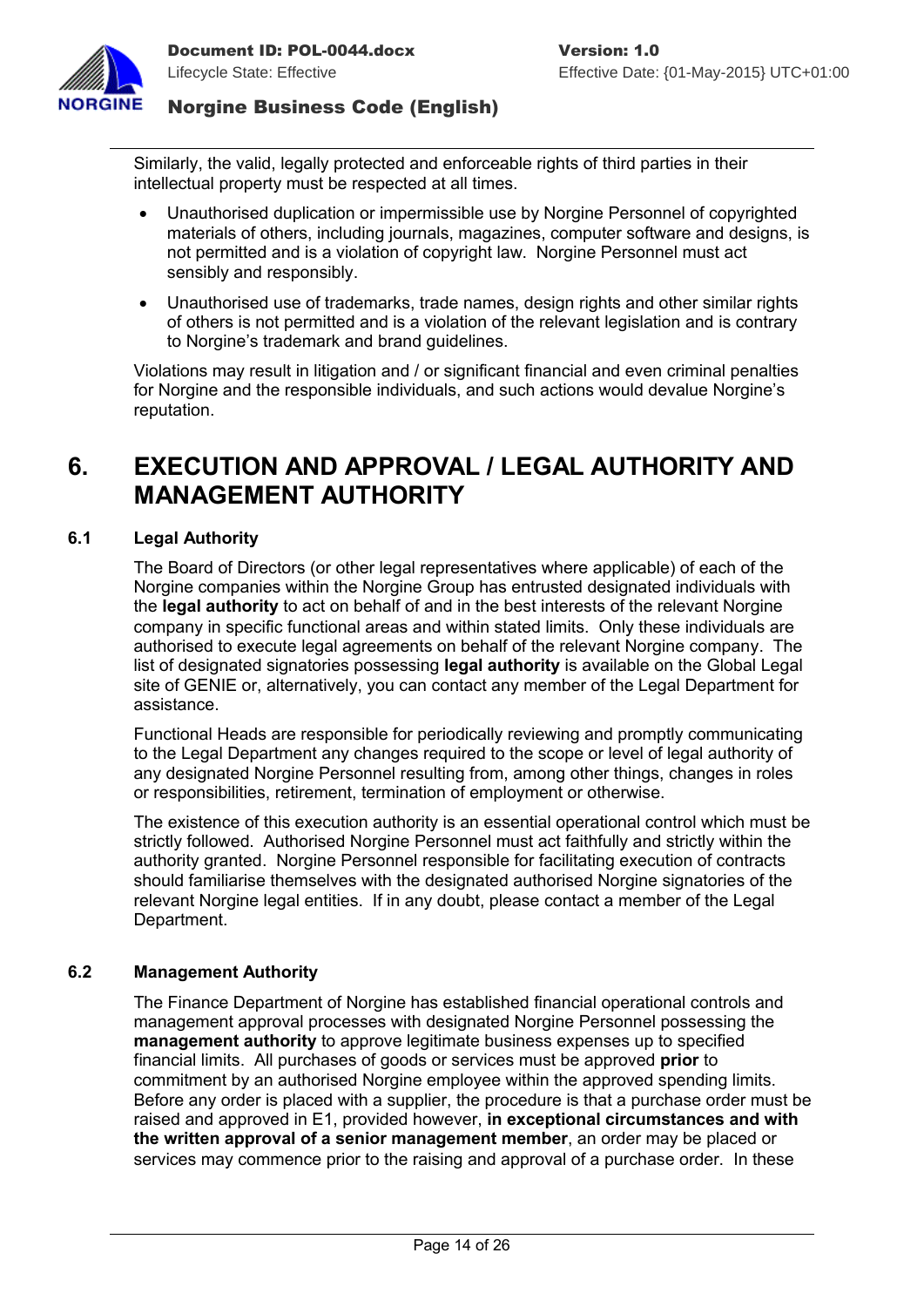Similarly, the valid, legally protected and enforceable rights of third parties in their intellectual property must be respected at all times.

- Unauthorised duplication or impermissible use by Norgine Personnel of copyrighted materials of others, including journals, magazines, computer software and designs, is not permitted and is a violation of copyright law. Norgine Personnel must act sensibly and responsibly.
- Unauthorised use of trademarks, trade names, design rights and other similar rights of others is not permitted and is a violation of the relevant legislation and is contrary to Norgine's trademark and brand guidelines.

Violations may result in litigation and / or significant financial and even criminal penalties for Norgine and the responsible individuals, and such actions would devalue Norgine's reputation.

# 6. EXECUTION AND APPROVAL / LEGAL AUTHORITY AND MANAGEMENT AUTHORITY

## 6.1 Legal Authority

The Board of Directors (or other legal representatives where applicable) of each of the Norgine companies within the Norgine Group has entrusted designated individuals with the **legal authority** to act on behalf of and in the best interests of the relevant Norgine company in specific functional areas and within stated limits. Only these individuals are authorised to execute legal agreements on behalf of the relevant Norgine company. The list of designated signatories possessing **legal authority** is available on the Global Legal site of GENIE or, alternatively, you can contact any member of the Legal Department for assistance.

Functional Heads are responsible for periodically reviewing and promptly communicating to the Legal Department any changes required to the scope or level of legal authority of any designated Norgine Personnel resulting from, among other things, changes in roles or responsibilities, retirement, termination of employment or otherwise.

The existence of this execution authority is an essential operational control which must be strictly followed. Authorised Norgine Personnel must act faithfully and strictly within the authority granted. Norgine Personnel responsible for facilitating execution of contracts should familiarise themselves with the designated authorised Norgine signatories of the relevant Norgine legal entities. If in any doubt, please contact a member of the Legal Department.

## 6.2 Management Authority

The Finance Department of Norgine has established financial operational controls and management approval processes with designated Norgine Personnel possessing the **management authority** to approve legitimate business expenses up to specified financial limits. All purchases of goods or services must be approved **prior** to commitment by an authorised Norgine employee within the approved spending limits. Before any order is placed with a supplier, the procedure is that a purchase order must be raised and approved in E1, provided however, **in exceptional circumstances and with the written approval of a senior management member**, an order may be placed or services may commence prior to the raising and approval of a purchase order. In these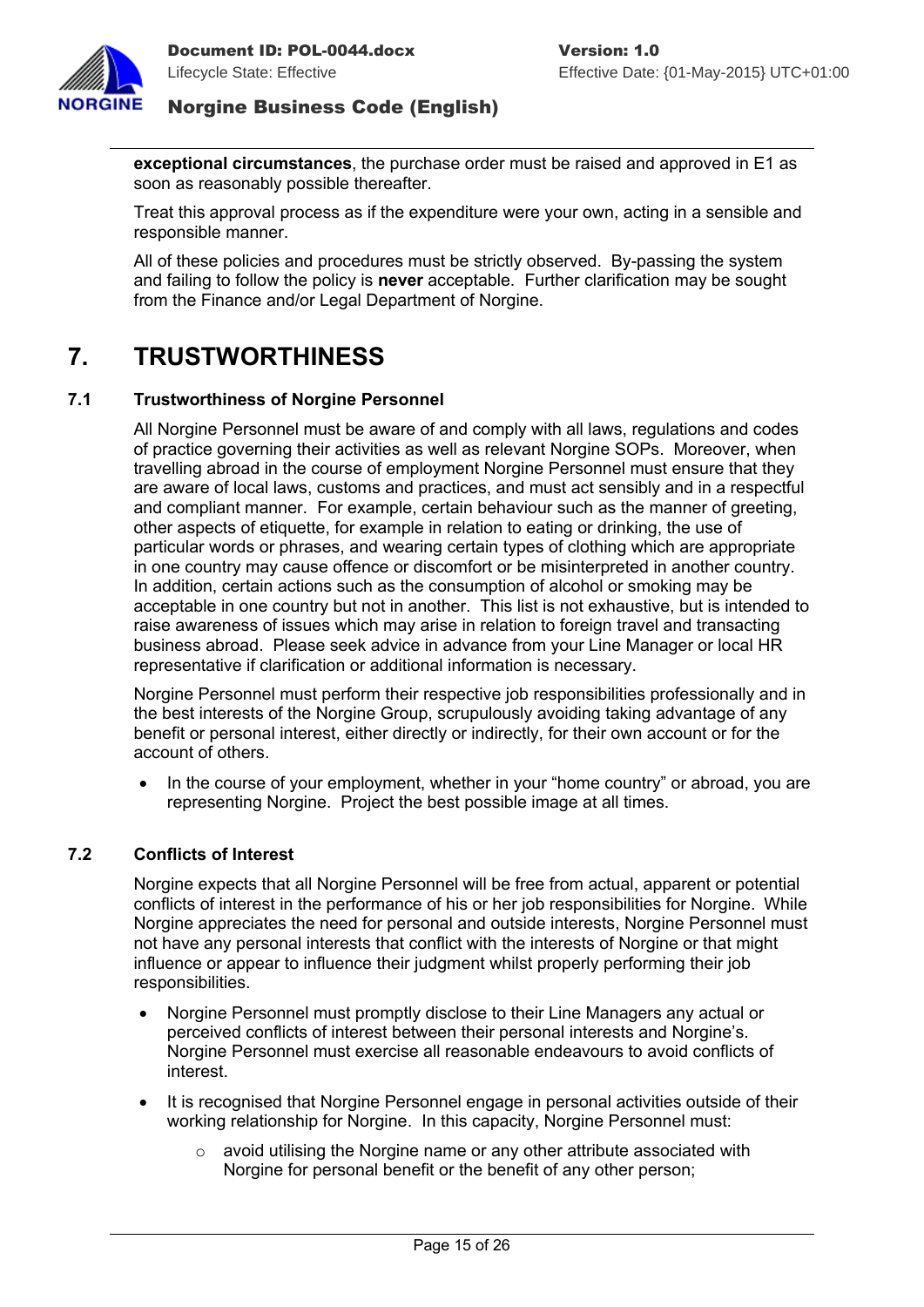**exceptional circumstances**, the purchase order must be raised and approved in E1 as soon as reasonably possible thereafter.

Treat this approval process as if the expenditure were your own, acting in a sensible and responsible manner.

All of these policies and procedures must be strictly observed. By-passing the system and failing to follow the policy is **never** acceptable. Further clarification may be sought from the Finance and/or Legal Department of Norgine.

# 7. TRUSTWORTHINESS

## 7.1 Trustworthiness of Norgine Personnel

All Norgine Personnel must be aware of and comply with all laws, regulations and codes of practice governing their activities as well as relevant Norgine SOPs. Moreover, when travelling abroad in the course of employment Norgine Personnel must ensure that they are aware of local laws, customs and practices, and must act sensibly and in a respectful and compliant manner. For example, certain behaviour such as the manner of greeting, other aspects of etiquette, for example in relation to eating or drinking, the use of particular words or phrases, and wearing certain types of clothing which are appropriate in one country may cause offence or discomfort or be misinterpreted in another country. In addition, certain actions such as the consumption of alcohol or smoking may be acceptable in one country but not in another. This list is not exhaustive, but is intended to raise awareness of issues which may arise in relation to foreign travel and transacting business abroad. Please seek advice in advance from your Line Manager or local HR representative if clarification or additional information is necessary.

Norgine Personnel must perform their respective job responsibilities professionally and in the best interests of the Norgine Group, scrupulously avoiding taking advantage of any benefit or personal interest, either directly or indirectly, for their own account or for the account of others.

- In the course of your employment, whether in your "home country" or abroad, you are representing Norgine. Project the best possible image at all times.

## 7.2 Conflicts of Interest

Norgine expects that all Norgine Personnel will be free from actual, apparent or potential conflicts of interest in the performance of his or her job responsibilities for Norgine. While Norgine appreciates the need for personal and outside interests, Norgine Personnel must not have any personal interests that conflict with the interests of Norgine or that might influence or appear to influence their judgment whilst properly performing their job responsibilities.

- Norgine Personnel must promptly disclose to their Line Managers any actual or perceived conflicts of interest between their personal interests and Norgine's. Norgine Personnel must exercise all reasonable endeavours to avoid conflicts of interest.
- It is recognised that Norgine Personnel engage in personal activities outside of their working relationship for Norgine. In this capacity, Norgine Personnel must:
  - avoid utilising the Norgine name or any other attribute associated with Norgine for personal benefit or the benefit of any other person;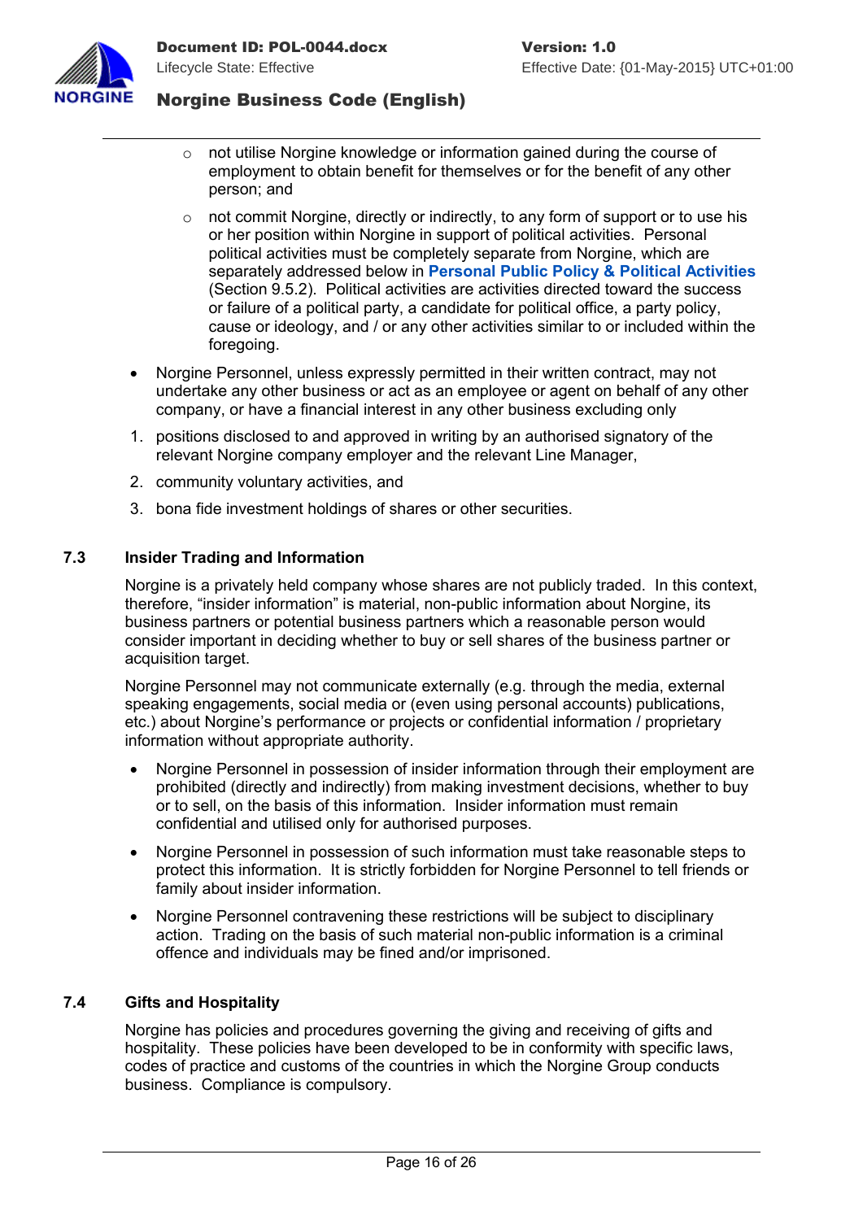- not utilise Norgine knowledge or information gained during the course of employment to obtain benefit for themselves or for the benefit of any other person; and
- not commit Norgine, directly or indirectly, to any form of support or to use his or her position within Norgine in support of political activities. Personal political activities must be completely separate from Norgine, which are separately addressed below in **Personal Public Policy & Political Activities** (Section 9.5.2). Political activities are activities directed toward the success or failure of a political party, a candidate for political office, a party policy, cause or ideology, and / or any other activities similar to or included within the foregoing.

- Norgine Personnel, unless expressly permitted in their written contract, may not undertake any other business or act as an employee or agent on behalf of any other company, or have a financial interest in any other business excluding only

1. positions disclosed to and approved in writing by an authorised signatory of the relevant Norgine company employer and the relevant Line Manager,
2. community voluntary activities, and
3. bona fide investment holdings of shares or other securities.

## 7.3 Insider Trading and Information

Norgine is a privately held company whose shares are not publicly traded. In this context, therefore, "insider information" is material, non-public information about Norgine, its business partners or potential business partners which a reasonable person would consider important in deciding whether to buy or sell shares of the business partner or acquisition target.

Norgine Personnel may not communicate externally (e.g. through the media, external speaking engagements, social media or (even using personal accounts) publications, etc.) about Norgine's performance or projects or confidential information / proprietary information without appropriate authority.

- Norgine Personnel in possession of insider information through their employment are prohibited (directly and indirectly) from making investment decisions, whether to buy or to sell, on the basis of this information. Insider information must remain confidential and utilised only for authorised purposes.
- Norgine Personnel in possession of such information must take reasonable steps to protect this information. It is strictly forbidden for Norgine Personnel to tell friends or family about insider information.
- Norgine Personnel contravening these restrictions will be subject to disciplinary action. Trading on the basis of such material non-public information is a criminal offence and individuals may be fined and/or imprisoned.

## 7.4 Gifts and Hospitality

Norgine has policies and procedures governing the giving and receiving of gifts and hospitality. These policies have been developed to be in conformity with specific laws, codes of practice and customs of the countries in which the Norgine Group conducts business. Compliance is compulsory.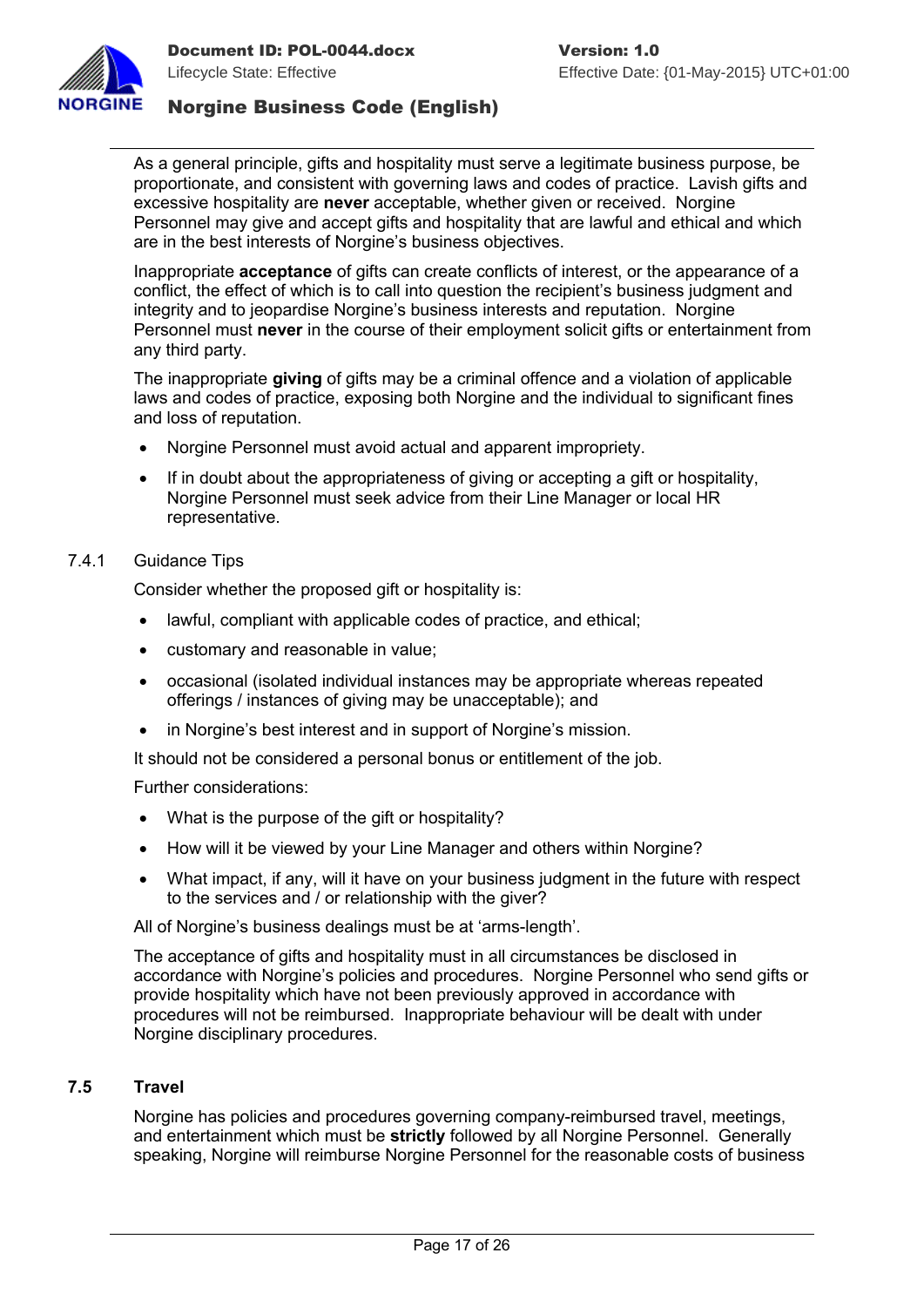As a general principle, gifts and hospitality must serve a legitimate business purpose, be proportionate, and consistent with governing laws and codes of practice. Lavish gifts and excessive hospitality are **never** acceptable, whether given or received. Norgine Personnel may give and accept gifts and hospitality that are lawful and ethical and which are in the best interests of Norgine's business objectives.

Inappropriate **acceptance** of gifts can create conflicts of interest, or the appearance of a conflict, the effect of which is to call into question the recipient's business judgment and integrity and to jeopardise Norgine's business interests and reputation. Norgine Personnel must **never** in the course of their employment solicit gifts or entertainment from any third party.

The inappropriate **giving** of gifts may be a criminal offence and a violation of applicable laws and codes of practice, exposing both Norgine and the individual to significant fines and loss of reputation.

- Norgine Personnel must avoid actual and apparent impropriety.
- If in doubt about the appropriateness of giving or accepting a gift or hospitality, Norgine Personnel must seek advice from their Line Manager or local HR representative.

#### 7.4.1 Guidance Tips

Consider whether the proposed gift or hospitality is:

- lawful, compliant with applicable codes of practice, and ethical;
- customary and reasonable in value;
- occasional (isolated individual instances may be appropriate whereas repeated offerings / instances of giving may be unacceptable); and
- in Norgine's best interest and in support of Norgine's mission.

It should not be considered a personal bonus or entitlement of the job.

Further considerations:

- What is the purpose of the gift or hospitality?
- How will it be viewed by your Line Manager and others within Norgine?
- What impact, if any, will it have on your business judgment in the future with respect to the services and / or relationship with the giver?

All of Norgine's business dealings must be at 'arms-length'.

The acceptance of gifts and hospitality must in all circumstances be disclosed in accordance with Norgine's policies and procedures. Norgine Personnel who send gifts or provide hospitality which have not been previously approved in accordance with procedures will not be reimbursed. Inappropriate behaviour will be dealt with under Norgine disciplinary procedures.

### 7.5 Travel

Norgine has policies and procedures governing company-reimbursed travel, meetings, and entertainment which must be **strictly** followed by all Norgine Personnel. Generally speaking, Norgine will reimburse Norgine Personnel for the reasonable costs of business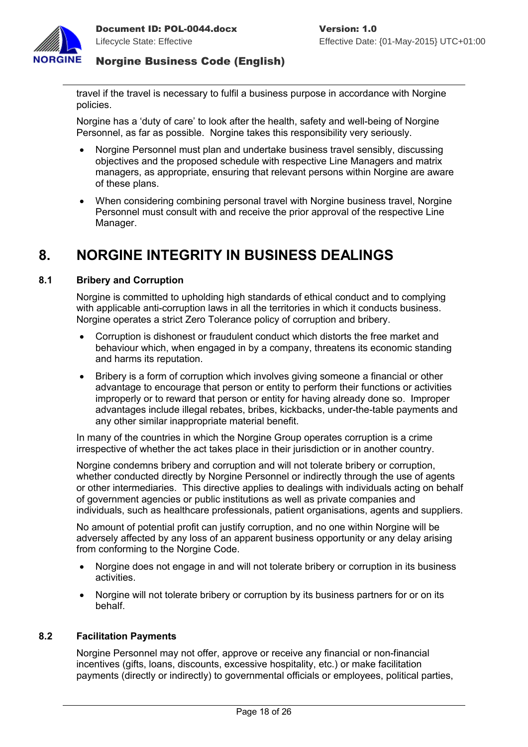travel if the travel is necessary to fulfil a business purpose in accordance with Norgine policies.

Norgine has a 'duty of care' to look after the health, safety and well-being of Norgine Personnel, as far as possible. Norgine takes this responsibility very seriously.

- Norgine Personnel must plan and undertake business travel sensibly, discussing objectives and the proposed schedule with respective Line Managers and matrix managers, as appropriate, ensuring that relevant persons within Norgine are aware of these plans.
- When considering combining personal travel with Norgine business travel, Norgine Personnel must consult with and receive the prior approval of the respective Line Manager.

# 8. NORGINE INTEGRITY IN BUSINESS DEALINGS

## 8.1 Bribery and Corruption

Norgine is committed to upholding high standards of ethical conduct and to complying with applicable anti-corruption laws in all the territories in which it conducts business. Norgine operates a strict Zero Tolerance policy of corruption and bribery.

- Corruption is dishonest or fraudulent conduct which distorts the free market and behaviour which, when engaged in by a company, threatens its economic standing and harms its reputation.
- Bribery is a form of corruption which involves giving someone a financial or other advantage to encourage that person or entity to perform their functions or activities improperly or to reward that person or entity for having already done so. Improper advantages include illegal rebates, bribes, kickbacks, under-the-table payments and any other similar inappropriate material benefit.

In many of the countries in which the Norgine Group operates corruption is a crime irrespective of whether the act takes place in their jurisdiction or in another country.

Norgine condemns bribery and corruption and will not tolerate bribery or corruption, whether conducted directly by Norgine Personnel or indirectly through the use of agents or other intermediaries. This directive applies to dealings with individuals acting on behalf of government agencies or public institutions as well as private companies and individuals, such as healthcare professionals, patient organisations, agents and suppliers.

No amount of potential profit can justify corruption, and no one within Norgine will be adversely affected by any loss of an apparent business opportunity or any delay arising from conforming to the Norgine Code.

- Norgine does not engage in and will not tolerate bribery or corruption in its business activities.
- Norgine will not tolerate bribery or corruption by its business partners for or on its behalf.

## 8.2 Facilitation Payments

Norgine Personnel may not offer, approve or receive any financial or non-financial incentives (gifts, loans, discounts, excessive hospitality, etc.) or make facilitation payments (directly or indirectly) to governmental officials or employees, political parties,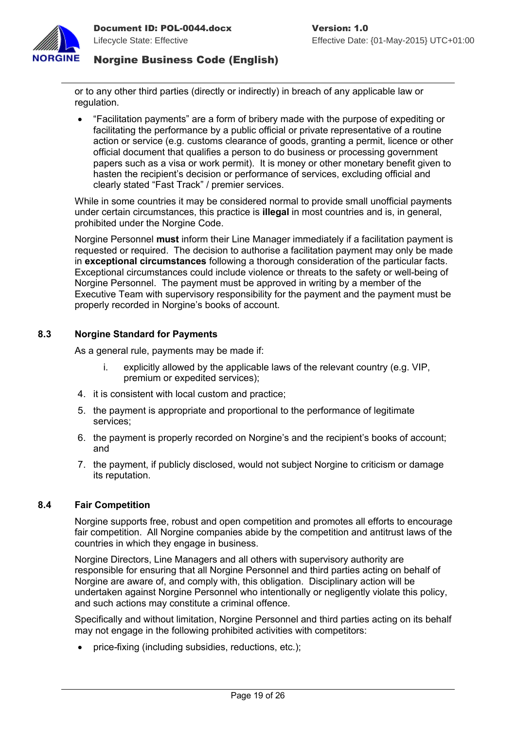or to any other third parties (directly or indirectly) in breach of any applicable law or regulation.

- "Facilitation payments" are a form of bribery made with the purpose of expediting or facilitating the performance by a public official or private representative of a routine action or service (e.g. customs clearance of goods, granting a permit, licence or other official document that qualifies a person to do business or processing government papers such as a visa or work permit). It is money or other monetary benefit given to hasten the recipient's decision or performance of services, excluding official and clearly stated "Fast Track" / premier services.

While in some countries it may be considered normal to provide small unofficial payments under certain circumstances, this practice is **illegal** in most countries and is, in general, prohibited under the Norgine Code.

Norgine Personnel **must** inform their Line Manager immediately if a facilitation payment is requested or required. The decision to authorise a facilitation payment may only be made in **exceptional circumstances** following a thorough consideration of the particular facts. Exceptional circumstances could include violence or threats to the safety or well-being of Norgine Personnel. The payment must be approved in writing by a member of the Executive Team with supervisory responsibility for the payment and the payment must be properly recorded in Norgine's books of account.

### 8.3 Norgine Standard for Payments

As a general rule, payments may be made if:

i. explicitly allowed by the applicable laws of the relevant country (e.g. VIP, premium or expedited services);

4. it is consistent with local custom and practice;
5. the payment is appropriate and proportional to the performance of legitimate services;
6. the payment is properly recorded on Norgine's and the recipient's books of account; and
7. the payment, if publicly disclosed, would not subject Norgine to criticism or damage its reputation.

### 8.4 Fair Competition

Norgine supports free, robust and open competition and promotes all efforts to encourage fair competition. All Norgine companies abide by the competition and antitrust laws of the countries in which they engage in business.

Norgine Directors, Line Managers and all others with supervisory authority are responsible for ensuring that all Norgine Personnel and third parties acting on behalf of Norgine are aware of, and comply with, this obligation. Disciplinary action will be undertaken against Norgine Personnel who intentionally or negligently violate this policy, and such actions may constitute a criminal offence.

Specifically and without limitation, Norgine Personnel and third parties acting on its behalf may not engage in the following prohibited activities with competitors:

- price-fixing (including subsidies, reductions, etc.);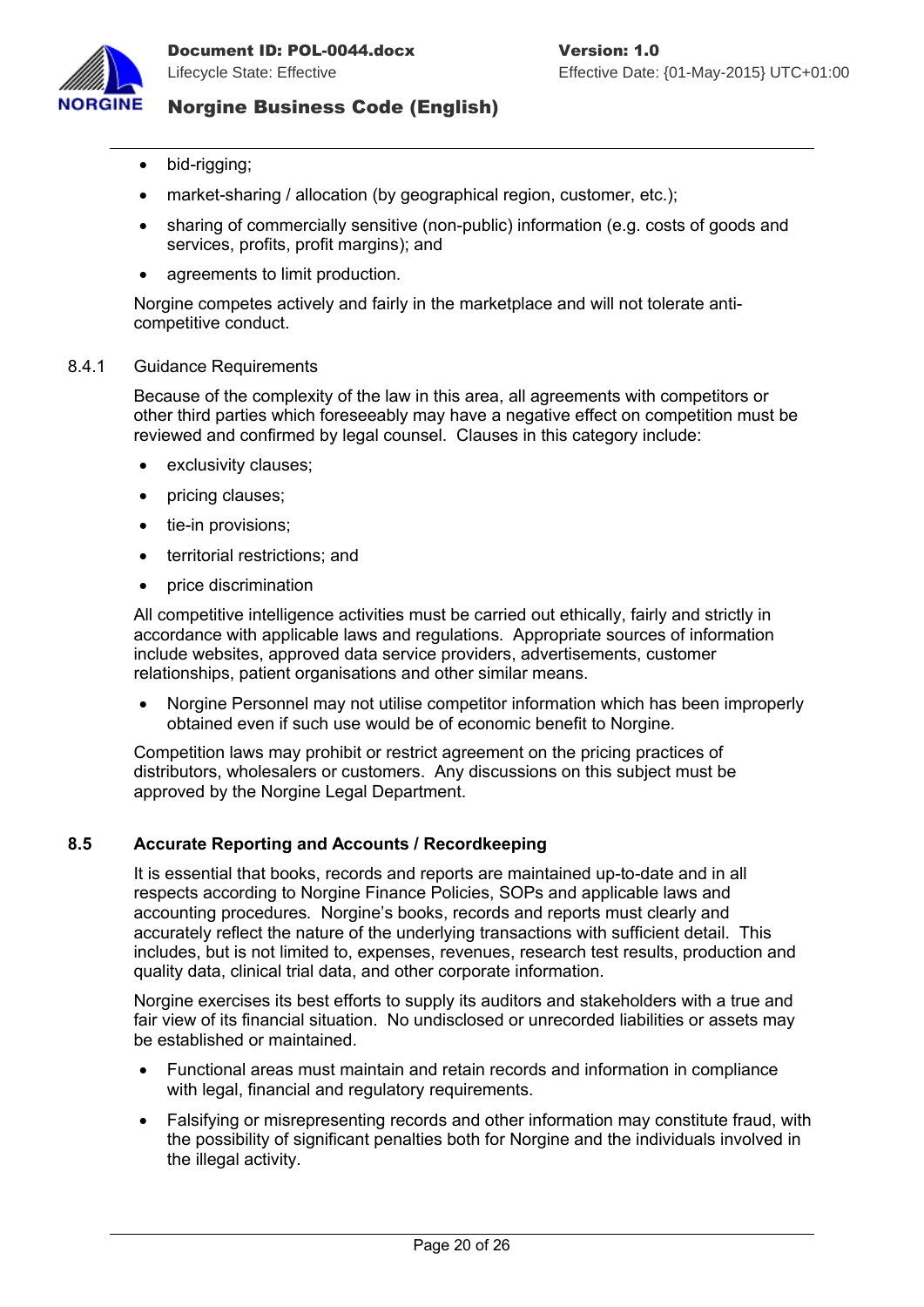- bid-rigging;
- market-sharing / allocation (by geographical region, customer, etc.);
- sharing of commercially sensitive (non-public) information (e.g. costs of goods and services, profits, profit margins); and
- agreements to limit production.

Norgine competes actively and fairly in the marketplace and will not tolerate anti-competitive conduct.

#### 8.4.1 Guidance Requirements

Because of the complexity of the law in this area, all agreements with competitors or other third parties which foreseeably may have a negative effect on competition must be reviewed and confirmed by legal counsel. Clauses in this category include:

- exclusivity clauses;
- pricing clauses;
- tie-in provisions;
- territorial restrictions; and
- price discrimination

All competitive intelligence activities must be carried out ethically, fairly and strictly in accordance with applicable laws and regulations. Appropriate sources of information include websites, approved data service providers, advertisements, customer relationships, patient organisations and other similar means.

- Norgine Personnel may not utilise competitor information which has been improperly obtained even if such use would be of economic benefit to Norgine.

Competition laws may prohibit or restrict agreement on the pricing practices of distributors, wholesalers or customers. Any discussions on this subject must be approved by the Norgine Legal Department.

### 8.5 Accurate Reporting and Accounts / Recordkeeping

It is essential that books, records and reports are maintained up-to-date and in all respects according to Norgine Finance Policies, SOPs and applicable laws and accounting procedures. Norgine's books, records and reports must clearly and accurately reflect the nature of the underlying transactions with sufficient detail. This includes, but is not limited to, expenses, revenues, research test results, production and quality data, clinical trial data, and other corporate information.

Norgine exercises its best efforts to supply its auditors and stakeholders with a true and fair view of its financial situation. No undisclosed or unrecorded liabilities or assets may be established or maintained.

- Functional areas must maintain and retain records and information in compliance with legal, financial and regulatory requirements.
- Falsifying or misrepresenting records and other information may constitute fraud, with the possibility of significant penalties both for Norgine and the individuals involved in the illegal activity.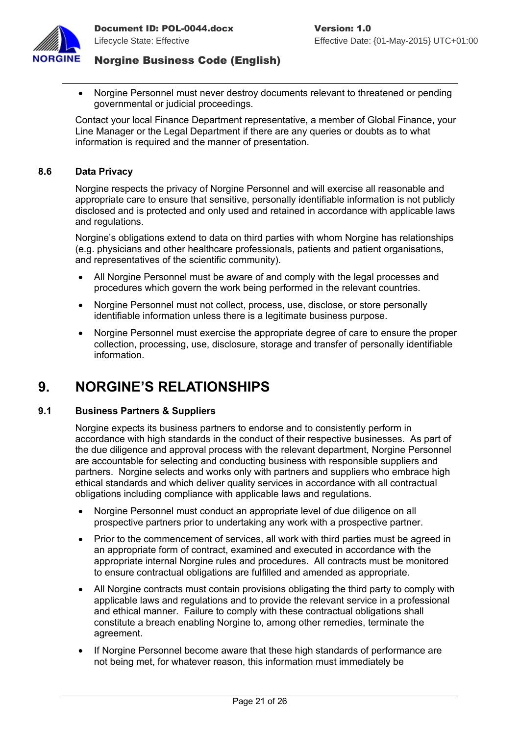- Norgine Personnel must never destroy documents relevant to threatened or pending governmental or judicial proceedings.

Contact your local Finance Department representative, a member of Global Finance, your Line Manager or the Legal Department if there are any queries or doubts as to what information is required and the manner of presentation.

### 8.6 Data Privacy

Norgine respects the privacy of Norgine Personnel and will exercise all reasonable and appropriate care to ensure that sensitive, personally identifiable information is not publicly disclosed and is protected and only used and retained in accordance with applicable laws and regulations.

Norgine's obligations extend to data on third parties with whom Norgine has relationships (e.g. physicians and other healthcare professionals, patients and patient organisations, and representatives of the scientific community).

- All Norgine Personnel must be aware of and comply with the legal processes and procedures which govern the work being performed in the relevant countries.
- Norgine Personnel must not collect, process, use, disclose, or store personally identifiable information unless there is a legitimate business purpose.
- Norgine Personnel must exercise the appropriate degree of care to ensure the proper collection, processing, use, disclosure, storage and transfer of personally identifiable information.

## 9. NORGINE'S RELATIONSHIPS

### 9.1 Business Partners & Suppliers

Norgine expects its business partners to endorse and to consistently perform in accordance with high standards in the conduct of their respective businesses. As part of the due diligence and approval process with the relevant department, Norgine Personnel are accountable for selecting and conducting business with responsible suppliers and partners. Norgine selects and works only with partners and suppliers who embrace high ethical standards and which deliver quality services in accordance with all contractual obligations including compliance with applicable laws and regulations.

- Norgine Personnel must conduct an appropriate level of due diligence on all prospective partners prior to undertaking any work with a prospective partner.
- Prior to the commencement of services, all work with third parties must be agreed in an appropriate form of contract, examined and executed in accordance with the appropriate internal Norgine rules and procedures. All contracts must be monitored to ensure contractual obligations are fulfilled and amended as appropriate.
- All Norgine contracts must contain provisions obligating the third party to comply with applicable laws and regulations and to provide the relevant service in a professional and ethical manner. Failure to comply with these contractual obligations shall constitute a breach enabling Norgine to, among other remedies, terminate the agreement.
- If Norgine Personnel become aware that these high standards of performance are not being met, for whatever reason, this information must immediately be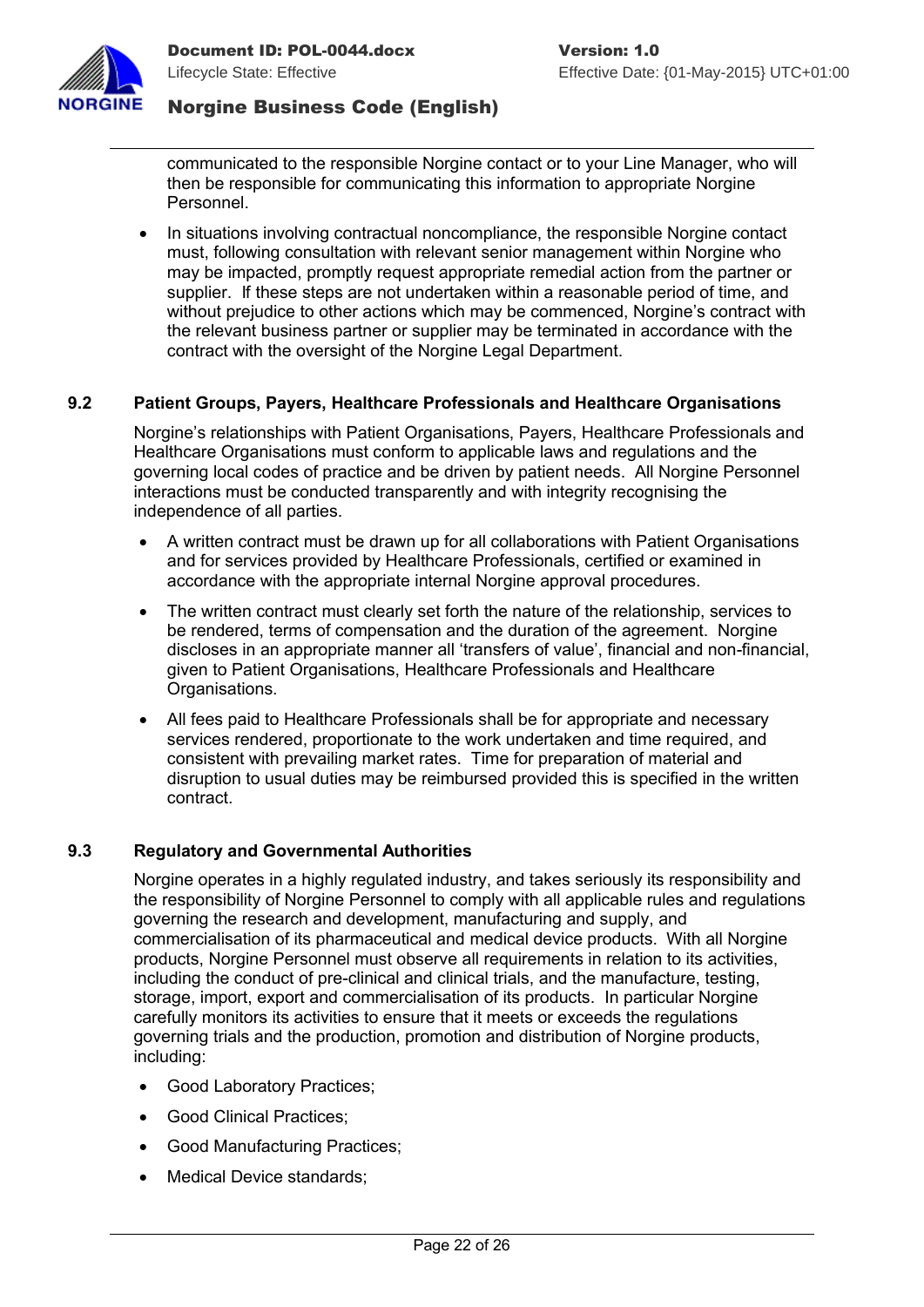communicated to the responsible Norgine contact or to your Line Manager, who will then be responsible for communicating this information to appropriate Norgine Personnel.

- In situations involving contractual noncompliance, the responsible Norgine contact must, following consultation with relevant senior management within Norgine who may be impacted, promptly request appropriate remedial action from the partner or supplier. If these steps are not undertaken within a reasonable period of time, and without prejudice to other actions which may be commenced, Norgine's contract with the relevant business partner or supplier may be terminated in accordance with the contract with the oversight of the Norgine Legal Department.

### 9.2 Patient Groups, Payers, Healthcare Professionals and Healthcare Organisations

Norgine's relationships with Patient Organisations, Payers, Healthcare Professionals and Healthcare Organisations must conform to applicable laws and regulations and the governing local codes of practice and be driven by patient needs. All Norgine Personnel interactions must be conducted transparently and with integrity recognising the independence of all parties.

- A written contract must be drawn up for all collaborations with Patient Organisations and for services provided by Healthcare Professionals, certified or examined in accordance with the appropriate internal Norgine approval procedures.
- The written contract must clearly set forth the nature of the relationship, services to be rendered, terms of compensation and the duration of the agreement. Norgine discloses in an appropriate manner all 'transfers of value', financial and non-financial, given to Patient Organisations, Healthcare Professionals and Healthcare Organisations.
- All fees paid to Healthcare Professionals shall be for appropriate and necessary services rendered, proportionate to the work undertaken and time required, and consistent with prevailing market rates. Time for preparation of material and disruption to usual duties may be reimbursed provided this is specified in the written contract.

### 9.3 Regulatory and Governmental Authorities

Norgine operates in a highly regulated industry, and takes seriously its responsibility and the responsibility of Norgine Personnel to comply with all applicable rules and regulations governing the research and development, manufacturing and supply, and commercialisation of its pharmaceutical and medical device products. With all Norgine products, Norgine Personnel must observe all requirements in relation to its activities, including the conduct of pre-clinical and clinical trials, and the manufacture, testing, storage, import, export and commercialisation of its products. In particular Norgine carefully monitors its activities to ensure that it meets or exceeds the regulations governing trials and the production, promotion and distribution of Norgine products, including:

- Good Laboratory Practices;
- Good Clinical Practices;
- Good Manufacturing Practices;
- Medical Device standards;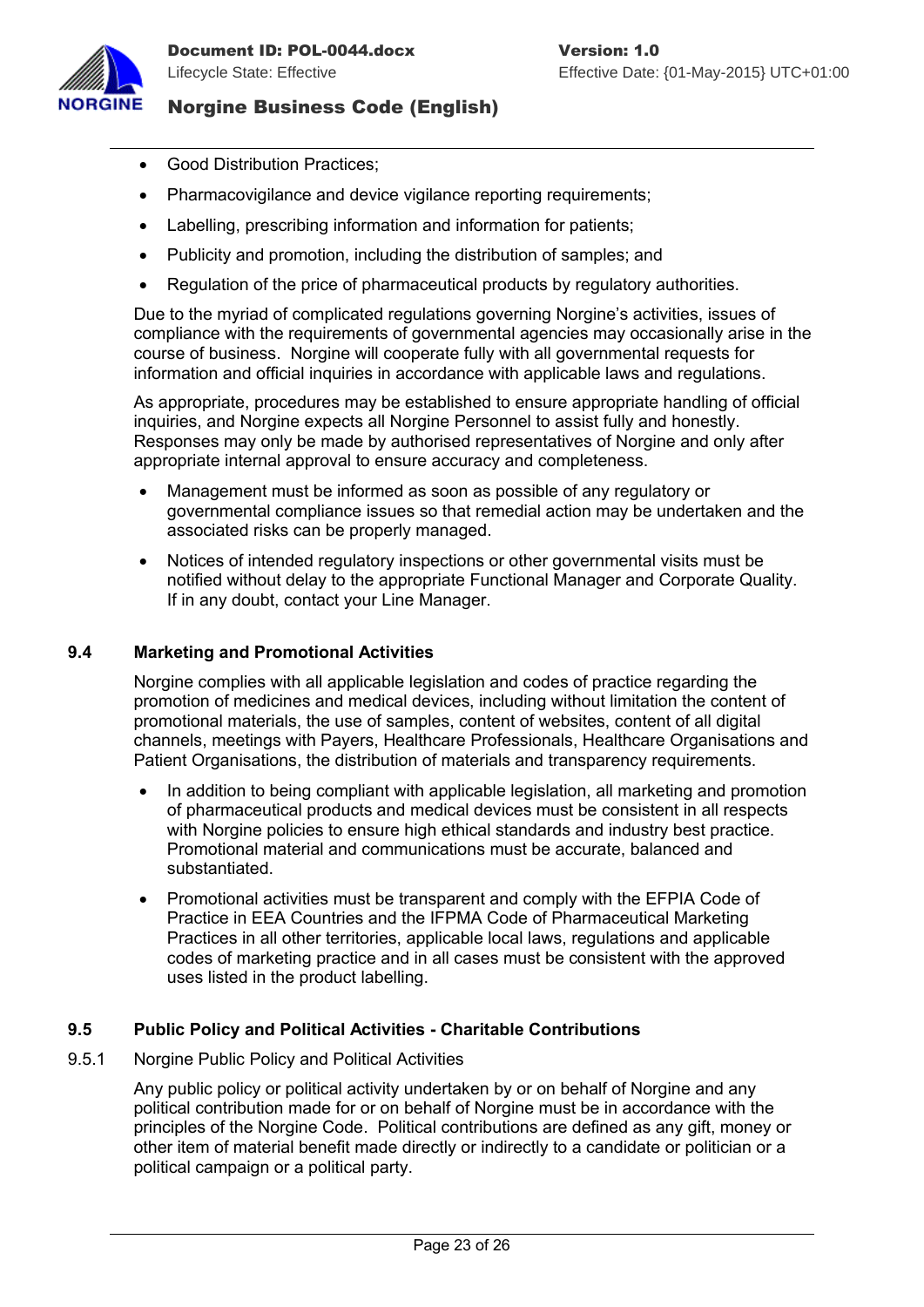- Good Distribution Practices;
- Pharmacovigilance and device vigilance reporting requirements;
- Labelling, prescribing information and information for patients;
- Publicity and promotion, including the distribution of samples; and
- Regulation of the price of pharmaceutical products by regulatory authorities.

Due to the myriad of complicated regulations governing Norgine's activities, issues of compliance with the requirements of governmental agencies may occasionally arise in the course of business. Norgine will cooperate fully with all governmental requests for information and official inquiries in accordance with applicable laws and regulations.

As appropriate, procedures may be established to ensure appropriate handling of official inquiries, and Norgine expects all Norgine Personnel to assist fully and honestly. Responses may only be made by authorised representatives of Norgine and only after appropriate internal approval to ensure accuracy and completeness.

- Management must be informed as soon as possible of any regulatory or governmental compliance issues so that remedial action may be undertaken and the associated risks can be properly managed.
- Notices of intended regulatory inspections or other governmental visits must be notified without delay to the appropriate Functional Manager and Corporate Quality. If in any doubt, contact your Line Manager.

### 9.4 Marketing and Promotional Activities

Norgine complies with all applicable legislation and codes of practice regarding the promotion of medicines and medical devices, including without limitation the content of promotional materials, the use of samples, content of websites, content of all digital channels, meetings with Payers, Healthcare Professionals, Healthcare Organisations and Patient Organisations, the distribution of materials and transparency requirements.

- In addition to being compliant with applicable legislation, all marketing and promotion of pharmaceutical products and medical devices must be consistent in all respects with Norgine policies to ensure high ethical standards and industry best practice. Promotional material and communications must be accurate, balanced and substantiated.
- Promotional activities must be transparent and comply with the EFPIA Code of Practice in EEA Countries and the IFPMA Code of Pharmaceutical Marketing Practices in all other territories, applicable local laws, regulations and applicable codes of marketing practice and in all cases must be consistent with the approved uses listed in the product labelling.

### 9.5 Public Policy and Political Activities - Charitable Contributions

#### 9.5.1 Norgine Public Policy and Political Activities

Any public policy or political activity undertaken by or on behalf of Norgine and any political contribution made for or on behalf of Norgine must be in accordance with the principles of the Norgine Code. Political contributions are defined as any gift, money or other item of material benefit made directly or indirectly to a candidate or politician or a political campaign or a political party.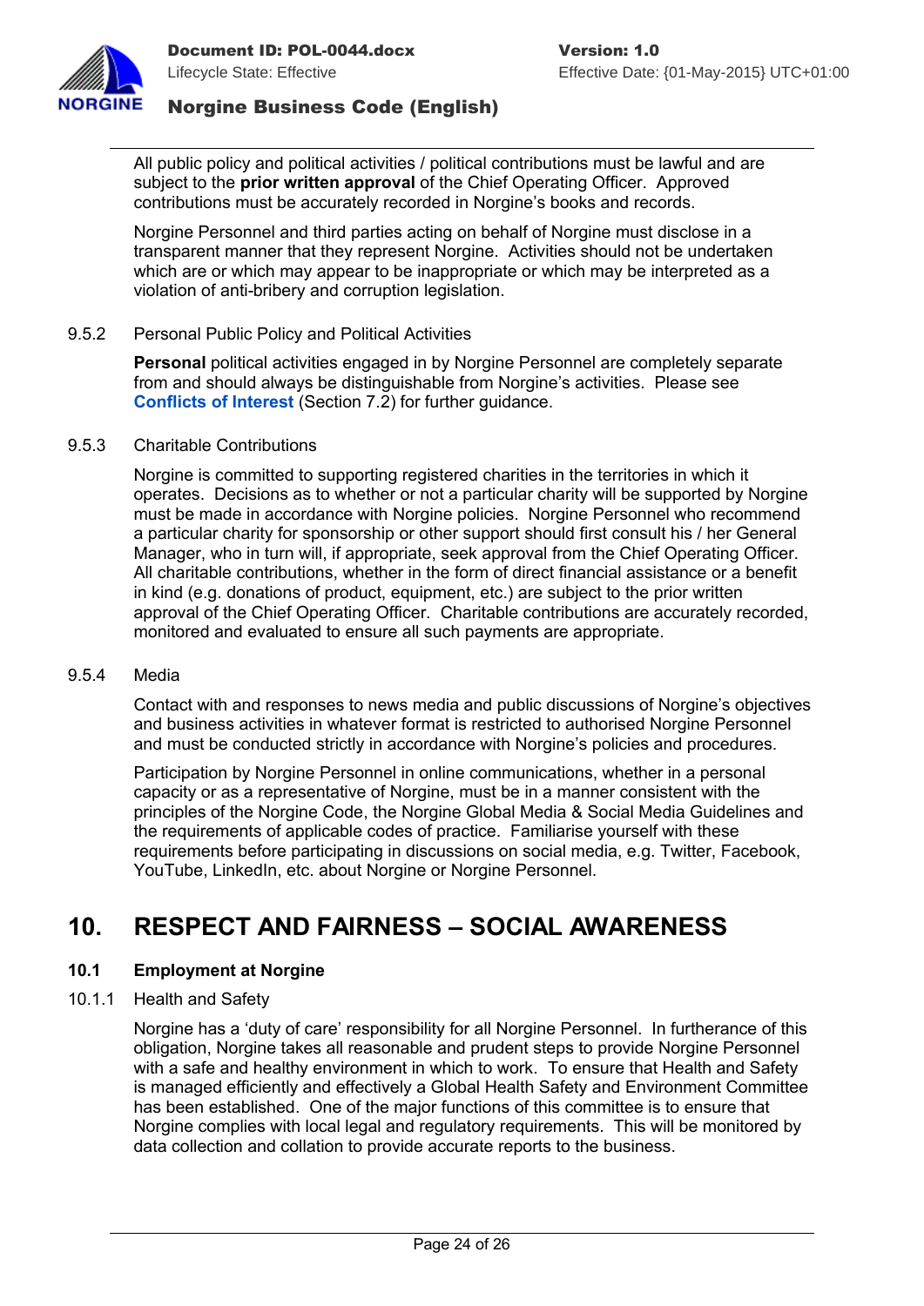All public policy and political activities / political contributions must be lawful and are subject to the **prior written approval** of the Chief Operating Officer. Approved contributions must be accurately recorded in Norgine's books and records.

Norgine Personnel and third parties acting on behalf of Norgine must disclose in a transparent manner that they represent Norgine. Activities should not be undertaken which are or which may appear to be inappropriate or which may be interpreted as a violation of anti-bribery and corruption legislation.

#### 9.5.2 Personal Public Policy and Political Activities

**Personal** political activities engaged in by Norgine Personnel are completely separate from and should always be distinguishable from Norgine's activities. Please see **Conflicts of Interest** (Section 7.2) for further guidance.

#### 9.5.3 Charitable Contributions

Norgine is committed to supporting registered charities in the territories in which it operates. Decisions as to whether or not a particular charity will be supported by Norgine must be made in accordance with Norgine policies. Norgine Personnel who recommend a particular charity for sponsorship or other support should first consult his / her General Manager, who in turn will, if appropriate, seek approval from the Chief Operating Officer. All charitable contributions, whether in the form of direct financial assistance or a benefit in kind (e.g. donations of product, equipment, etc.) are subject to the prior written approval of the Chief Operating Officer. Charitable contributions are accurately recorded, monitored and evaluated to ensure all such payments are appropriate.

#### 9.5.4 Media

Contact with and responses to news media and public discussions of Norgine's objectives and business activities in whatever format is restricted to authorised Norgine Personnel and must be conducted strictly in accordance with Norgine's policies and procedures.

Participation by Norgine Personnel in online communications, whether in a personal capacity or as a representative of Norgine, must be in a manner consistent with the principles of the Norgine Code, the Norgine Global Media & Social Media Guidelines and the requirements of applicable codes of practice. Familiarise yourself with these requirements before participating in discussions on social media, e.g. Twitter, Facebook, YouTube, LinkedIn, etc. about Norgine or Norgine Personnel.

# 10. RESPECT AND FAIRNESS – SOCIAL AWARENESS

## 10.1 Employment at Norgine

#### 10.1.1 Health and Safety

Norgine has a 'duty of care' responsibility for all Norgine Personnel. In furtherance of this obligation, Norgine takes all reasonable and prudent steps to provide Norgine Personnel with a safe and healthy environment in which to work. To ensure that Health and Safety is managed efficiently and effectively a Global Health Safety and Environment Committee has been established. One of the major functions of this committee is to ensure that Norgine complies with local legal and regulatory requirements. This will be monitored by data collection and collation to provide accurate reports to the business.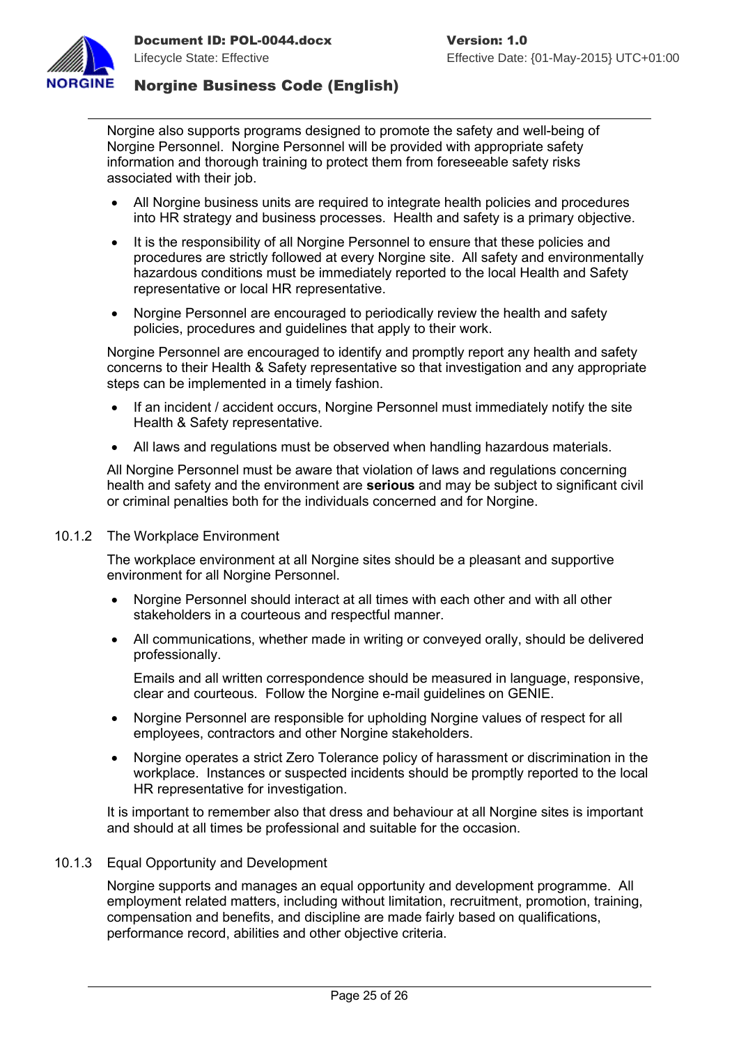Norgine also supports programs designed to promote the safety and well-being of Norgine Personnel. Norgine Personnel will be provided with appropriate safety information and thorough training to protect them from foreseeable safety risks associated with their job.

- All Norgine business units are required to integrate health policies and procedures into HR strategy and business processes. Health and safety is a primary objective.
- It is the responsibility of all Norgine Personnel to ensure that these policies and procedures are strictly followed at every Norgine site. All safety and environmentally hazardous conditions must be immediately reported to the local Health and Safety representative or local HR representative.
- Norgine Personnel are encouraged to periodically review the health and safety policies, procedures and guidelines that apply to their work.

Norgine Personnel are encouraged to identify and promptly report any health and safety concerns to their Health & Safety representative so that investigation and any appropriate steps can be implemented in a timely fashion.

- If an incident / accident occurs, Norgine Personnel must immediately notify the site Health & Safety representative.
- All laws and regulations must be observed when handling hazardous materials.

All Norgine Personnel must be aware that violation of laws and regulations concerning health and safety and the environment are **serious** and may be subject to significant civil or criminal penalties both for the individuals concerned and for Norgine.

### 10.1.2 The Workplace Environment

The workplace environment at all Norgine sites should be a pleasant and supportive environment for all Norgine Personnel.

- Norgine Personnel should interact at all times with each other and with all other stakeholders in a courteous and respectful manner.
- All communications, whether made in writing or conveyed orally, should be delivered professionally.

  Emails and all written correspondence should be measured in language, responsive, clear and courteous. Follow the Norgine e-mail guidelines on GENIE.
- Norgine Personnel are responsible for upholding Norgine values of respect for all employees, contractors and other Norgine stakeholders.
- Norgine operates a strict Zero Tolerance policy of harassment or discrimination in the workplace. Instances or suspected incidents should be promptly reported to the local HR representative for investigation.

It is important to remember also that dress and behaviour at all Norgine sites is important and should at all times be professional and suitable for the occasion.

### 10.1.3 Equal Opportunity and Development

Norgine supports and manages an equal opportunity and development programme. All employment related matters, including without limitation, recruitment, promotion, training, compensation and benefits, and discipline are made fairly based on qualifications, performance record, abilities and other objective criteria.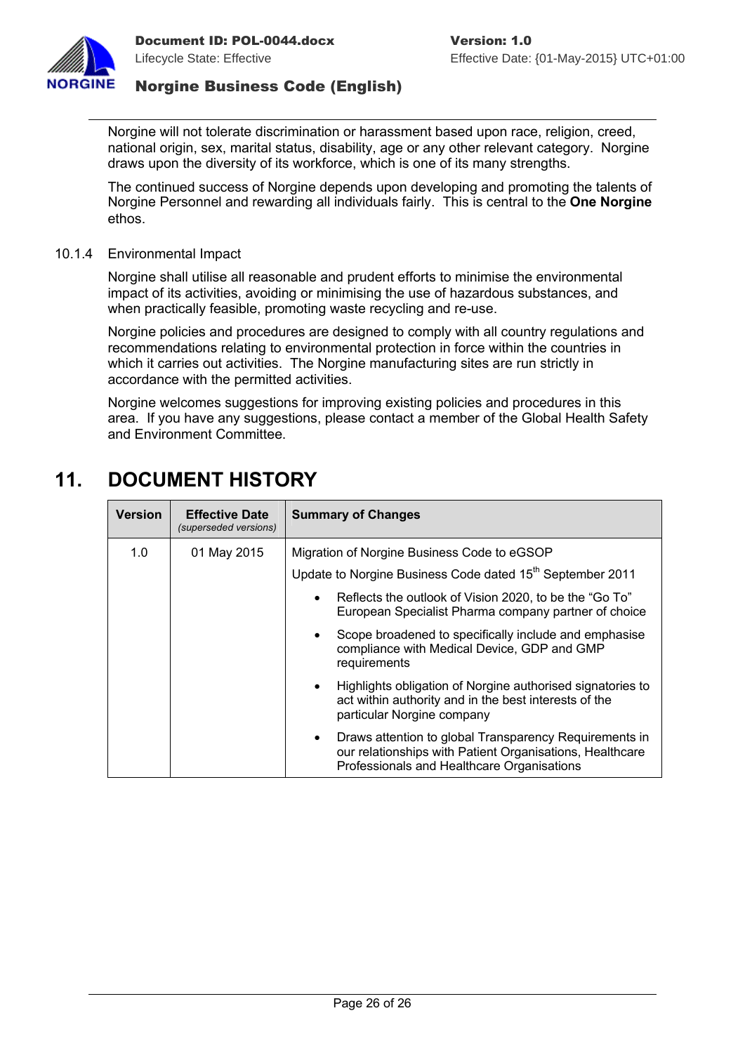Norgine will not tolerate discrimination or harassment based upon race, religion, creed, national origin, sex, marital status, disability, age or any other relevant category. Norgine draws upon the diversity of its workforce, which is one of its many strengths.

The continued success of Norgine depends upon developing and promoting the talents of Norgine Personnel and rewarding all individuals fairly. This is central to the **One Norgine** ethos.

10.1.4 Environmental Impact

Norgine shall utilise all reasonable and prudent efforts to minimise the environmental impact of its activities, avoiding or minimising the use of hazardous substances, and when practically feasible, promoting waste recycling and re-use.

Norgine policies and procedures are designed to comply with all country regulations and recommendations relating to environmental protection in force within the countries in which it carries out activities. The Norgine manufacturing sites are run strictly in accordance with the permitted activities.

Norgine welcomes suggestions for improving existing policies and procedures in this area. If you have any suggestions, please contact a member of the Global Health Safety and Environment Committee.

# 11. DOCUMENT HISTORY

| Version | Effective Date *(superseded versions)* | Summary of Changes |
|---|---|---|
| 1.0 | 01 May 2015 | Migration of Norgine Business Code to eGSOP<br>Update to Norgine Business Code dated 15th September 2011<br>• Reflects the outlook of Vision 2020, to be the "Go To" European Specialist Pharma company partner of choice<br>• Scope broadened to specifically include and emphasise compliance with Medical Device, GDP and GMP requirements<br>• Highlights obligation of Norgine authorised signatories to act within authority and in the best interests of the particular Norgine company<br>• Draws attention to global Transparency Requirements in our relationships with Patient Organisations, Healthcare Professionals and Healthcare Organisations |